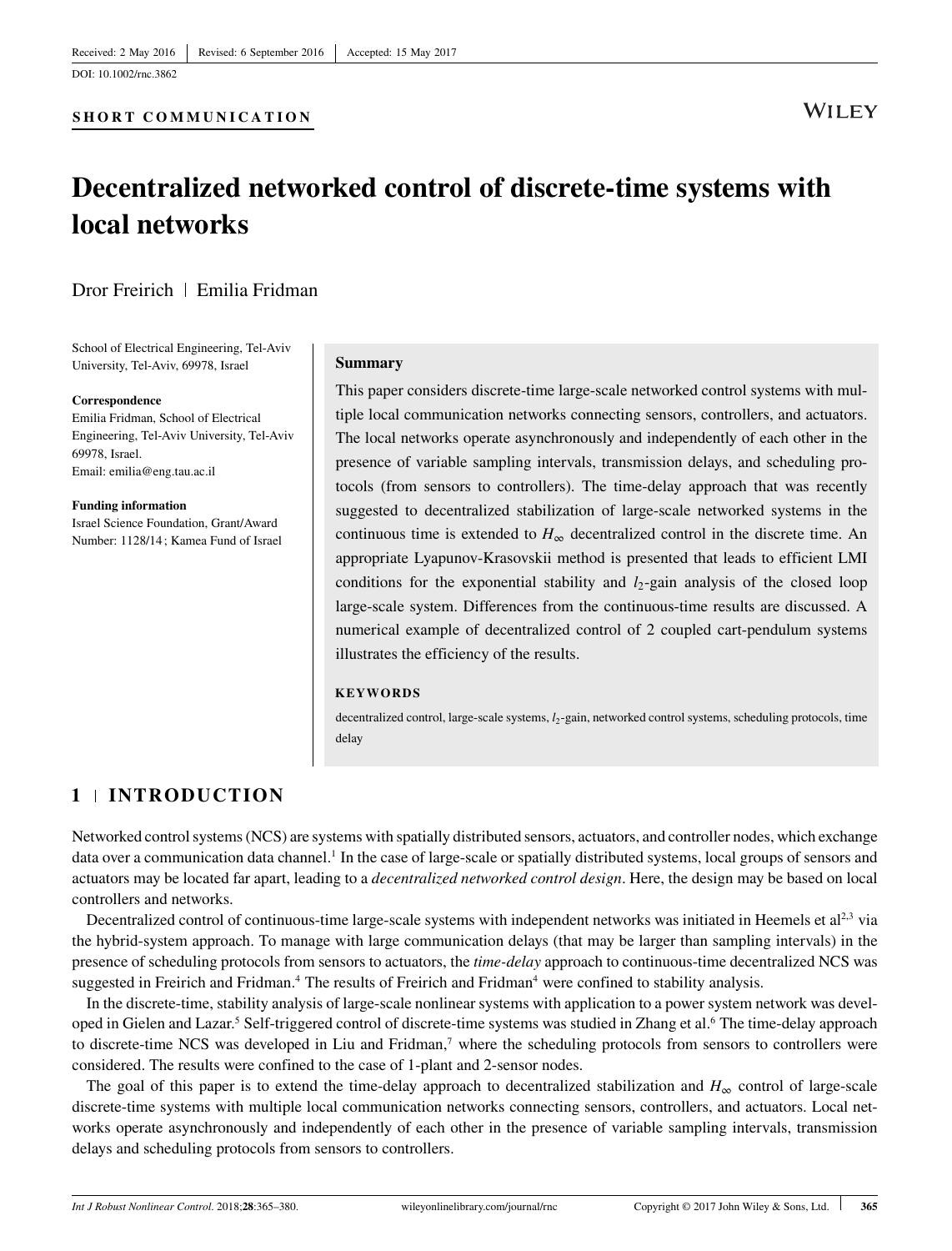Received: 2 May 2016 | Revised: 6 September 2016 | Accepted: 15 May 2017

DOI: 10.1002/rnc.3862

**SHORT COMMUNICATION**

# Decentralized networked control of discrete-time systems with local networks

Dror Freirich | Emilia Fridman

School of Electrical Engineering, Tel-Aviv University, Tel-Aviv, 69978, Israel

**Correspondence**
Emilia Fridman, School of Electrical Engineering, Tel-Aviv University, Tel-Aviv 69978, Israel.
Email: emilia@eng.tau.ac.il

**Funding information**
Israel Science Foundation, Grant/Award Number: 1128/14; Kamea Fund of Israel

**Summary**

This paper considers discrete-time large-scale networked control systems with multiple local communication networks connecting sensors, controllers, and actuators. The local networks operate asynchronously and independently of each other in the presence of variable sampling intervals, transmission delays, and scheduling protocols (from sensors to controllers). The time-delay approach that was recently suggested to decentralized stabilization of large-scale networked systems in the continuous time is extended to $H_\infty$ decentralized control in the discrete time. An appropriate Lyapunov-Krasovskii method is presented that leads to efficient LMI conditions for the exponential stability and $l_2$-gain analysis of the closed loop large-scale system. Differences from the continuous-time results are discussed. A numerical example of decentralized control of 2 coupled cart-pendulum systems illustrates the efficiency of the results.

**KEYWORDS**

decentralized control, large-scale systems, $l_2$-gain, networked control systems, scheduling protocols, time delay

## 1 | INTRODUCTION

Networked control systems (NCS) are systems with spatially distributed sensors, actuators, and controller nodes, which exchange data over a communication data channel.[1] In the case of large-scale or spatially distributed systems, local groups of sensors and actuators may be located far apart, leading to a *decentralized networked control design*. Here, the design may be based on local controllers and networks.

Decentralized control of continuous-time large-scale systems with independent networks was initiated in Heemels et al[2,3] via the hybrid-system approach. To manage with large communication delays (that may be larger than sampling intervals) in the presence of scheduling protocols from sensors to actuators, the *time-delay* approach to continuous-time decentralized NCS was suggested in Freirich and Fridman.[4] The results of Freirich and Fridman[4] were confined to stability analysis.

In the discrete-time, stability analysis of large-scale nonlinear systems with application to a power system network was developed in Gielen and Lazar.[5] Self-triggered control of discrete-time systems was studied in Zhang et al.[6] The time-delay approach to discrete-time NCS was developed in Liu and Fridman,[7] where the scheduling protocols from sensors to controllers were considered. The results were confined to the case of 1-plant and 2-sensor nodes.

The goal of this paper is to extend the time-delay approach to decentralized stabilization and $H_\infty$ control of large-scale discrete-time systems with multiple local communication networks connecting sensors, controllers, and actuators. Local networks operate asynchronously and independently of each other in the presence of variable sampling intervals, transmission delays and scheduling protocols from sensors to controllers.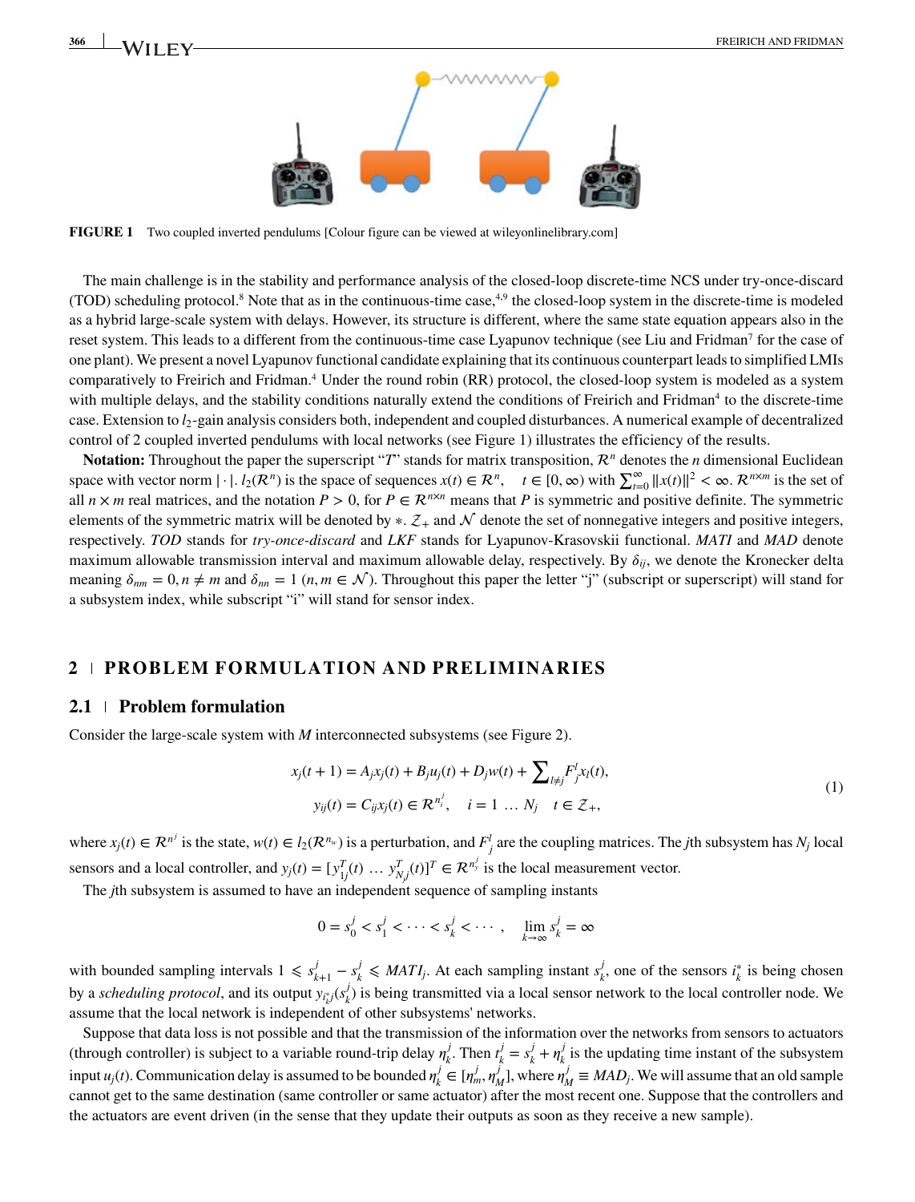**FIGURE 1** Two coupled inverted pendulums [Colour figure can be viewed at wileyonlinelibrary.com]

The main challenge is in the stability and performance analysis of the closed-loop discrete-time NCS under try-once-discard (TOD) scheduling protocol.[8] Note that as in the continuous-time case,[4,9] the closed-loop system in the discrete-time is modeled as a hybrid large-scale system with delays. However, its structure is different, where the same state equation appears also in the reset system. This leads to a different from the continuous-time case Lyapunov technique (see Liu and Fridman[7] for the case of one plant). We present a novel Lyapunov functional candidate explaining that its continuous counterpart leads to simplified LMIs comparatively to Freirich and Fridman.[4] Under the round robin (RR) protocol, the closed-loop system is modeled as a system with multiple delays, and the stability conditions naturally extend the conditions of Freirich and Fridman[4] to the discrete-time case. Extension to $l_2$-gain analysis considers both, independent and coupled disturbances. A numerical example of decentralized control of 2 coupled inverted pendulums with local networks (see Figure 1) illustrates the efficiency of the results.

**Notation:** Throughout the paper the superscript "$T$" stands for matrix transposition, $\mathcal{R}^n$ denotes the $n$ dimensional Euclidean space with vector norm $|\cdot|$. $l_2(\mathcal{R}^n)$ is the space of sequences $x(t) \in \mathcal{R}^n, \quad t \in [0, \infty)$ with $\sum_{t=0}^{\infty} \|x(t)\|^2 < \infty$. $\mathcal{R}^{n\times m}$ is the set of all $n \times m$ real matrices, and the notation $P > 0$, for $P \in \mathcal{R}^{n\times n}$ means that $P$ is symmetric and positive definite. The symmetric elements of the symmetric matrix will be denoted by $*$. $\mathcal{Z}_+$ and $\mathcal{N}$ denote the set of nonnegative integers and positive integers, respectively. *TOD* stands for *try-once-discard* and *LKF* stands for Lyapunov-Krasovskii functional. *MATI* and *MAD* denote maximum allowable transmission interval and maximum allowable delay, respectively. By $\delta_{ij}$, we denote the Kronecker delta meaning $\delta_{nm} = 0, n \neq m$ and $\delta_{nn} = 1$ $(n, m \in \mathcal{N})$. Throughout this paper the letter "j" (subscript or superscript) will stand for a subsystem index, while subscript "i" will stand for sensor index.

## 2 | PROBLEM FORMULATION AND PRELIMINARIES

### 2.1 | Problem formulation

Consider the large-scale system with $M$ interconnected subsystems (see Figure 2).

$$
\begin{aligned}
x_j(t+1) &= A_j x_j(t) + B_j u_j(t) + D_j w(t) + \sum\nolimits_{l \neq j} F_j^l x_l(t), \\
y_{ij}(t) &= C_{ij} x_j(t) \in \mathcal{R}^{n_i^j}, \quad i = 1 \ldots N_j \quad t \in \mathcal{Z}_+,
\end{aligned}
\tag{1}
$$

where $x_j(t) \in \mathcal{R}^{n^j}$ is the state, $w(t) \in l_2(\mathcal{R}^{n_w})$ is a perturbation, and $F_j^l$ are the coupling matrices. The $j$th subsystem has $N_j$ local sensors and a local controller, and $y_j(t) = [y_{1j}^T(t) \ \ldots \ y_{N_j j}^T(t)]^T \in \mathcal{R}^{n_y^j}$ is the local measurement vector.

The $j$th subsystem is assumed to have an independent sequence of sampling instants

$$
0 = s_0^j < s_1^j < \cdots < s_k^j < \cdots, \quad \lim_{k\to\infty} s_k^j = \infty
$$

with bounded sampling intervals $1 \leqslant s_{k+1}^j - s_k^j \leqslant MATI_j$. At each sampling instant $s_k^j$, one of the sensors $i_k^*$ is being chosen by a *scheduling protocol*, and its output $y_{i_k^* j}(s_k^j)$ is being transmitted via a local sensor network to the local controller node. We assume that the local network is independent of other subsystems' networks.

Suppose that data loss is not possible and that the transmission of the information over the networks from sensors to actuators (through controller) is subject to a variable round-trip delay $\eta_k^j$. Then $t_k^j = s_k^j + \eta_k^j$ is the updating time instant of the subsystem input $u_j(t)$. Communication delay is assumed to be bounded $\eta_k^j \in [\eta_m^j, \eta_M^j]$, where $\eta_M^j \equiv MAD_j$. We will assume that an old sample cannot get to the same destination (same controller or same actuator) after the most recent one. Suppose that the controllers and the actuators are event driven (in the sense that they update their outputs as soon as they receive a new sample).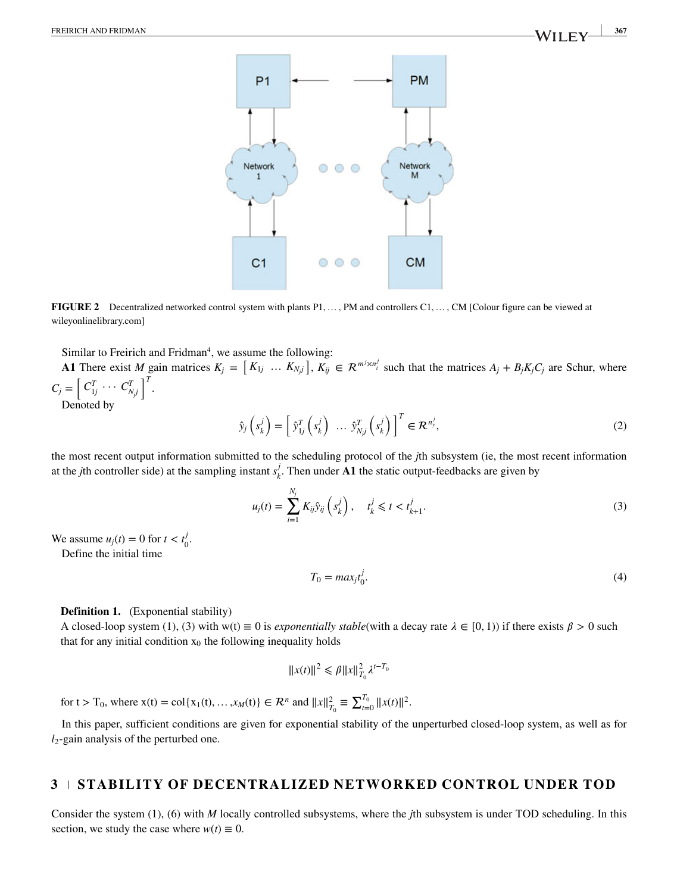FIGURE 2 Decentralized networked control system with plants P1, … , PM and controllers C1, … , CM [Colour figure can be viewed at wileyonlinelibrary.com]

Similar to Freirich and Fridman[4], we assume the following:

**A1** There exist $M$ gain matrices $K_j = \left[ K_{1j} \; \dots \; K_{N_j j} \right]$, $K_{ij} \in \mathcal{R}^{m^j \times n_i^j}$ such that the matrices $A_j + B_j K_j C_j$ are Schur, where $C_j = \left[ C_{1j}^T \cdots C_{N_j j}^T \right]^T$.

Denoted by

$$\hat{y}_j\left(s_k^j\right) = \left[ \hat{y}_{1j}^T\left(s_k^j\right) \; \dots \; \hat{y}_{N_j j}^T\left(s_k^j\right) \right]^T \in \mathcal{R}^{n_y^j}, \tag{2}$$

the most recent output information submitted to the scheduling protocol of the $j$th subsystem (ie, the most recent information at the $j$th controller side) at the sampling instant $s_k^j$. Then under **A1** the static output-feedbacks are given by

$$u_j(t) = \sum_{i=1}^{N_j} K_{ij} \hat{y}_{ij}\left(s_k^j\right), \quad t_k^j \leqslant t < t_{k+1}^j. \tag{3}$$

We assume $u_j(t) = 0$ for $t < t_0^j$.

Define the initial time

$$T_0 = max_j t_0^j. \tag{4}$$

**Definition 1.** (Exponential stability)
A closed-loop system (1), (3) with $w(t) \equiv 0$ is *exponentially stable*(with a decay rate $\lambda \in [0, 1)$) if there exists $\beta > 0$ such that for any initial condition $x_0$ the following inequality holds

$$\|x(t)\|^2 \leqslant \beta \|x\|_{T_0}^2 \lambda^{t-T_0}$$

for $t > T_0$, where $x(t) = \text{col}\{x_1(t), \dots, x_M(t)\} \in \mathcal{R}^n$ and $\|x\|_{T_0}^2 \equiv \sum_{t=0}^{T_0} \|x(t)\|^2$.

In this paper, sufficient conditions are given for exponential stability of the unperturbed closed-loop system, as well as for $l_2$-gain analysis of the perturbed one.

## 3 STABILITY OF DECENTRALIZED NETWORKED CONTROL UNDER TOD

Consider the system (1), (6) with $M$ locally controlled subsystems, where the $j$th subsystem is under TOD scheduling. In this section, we study the case where $w(t) \equiv 0$.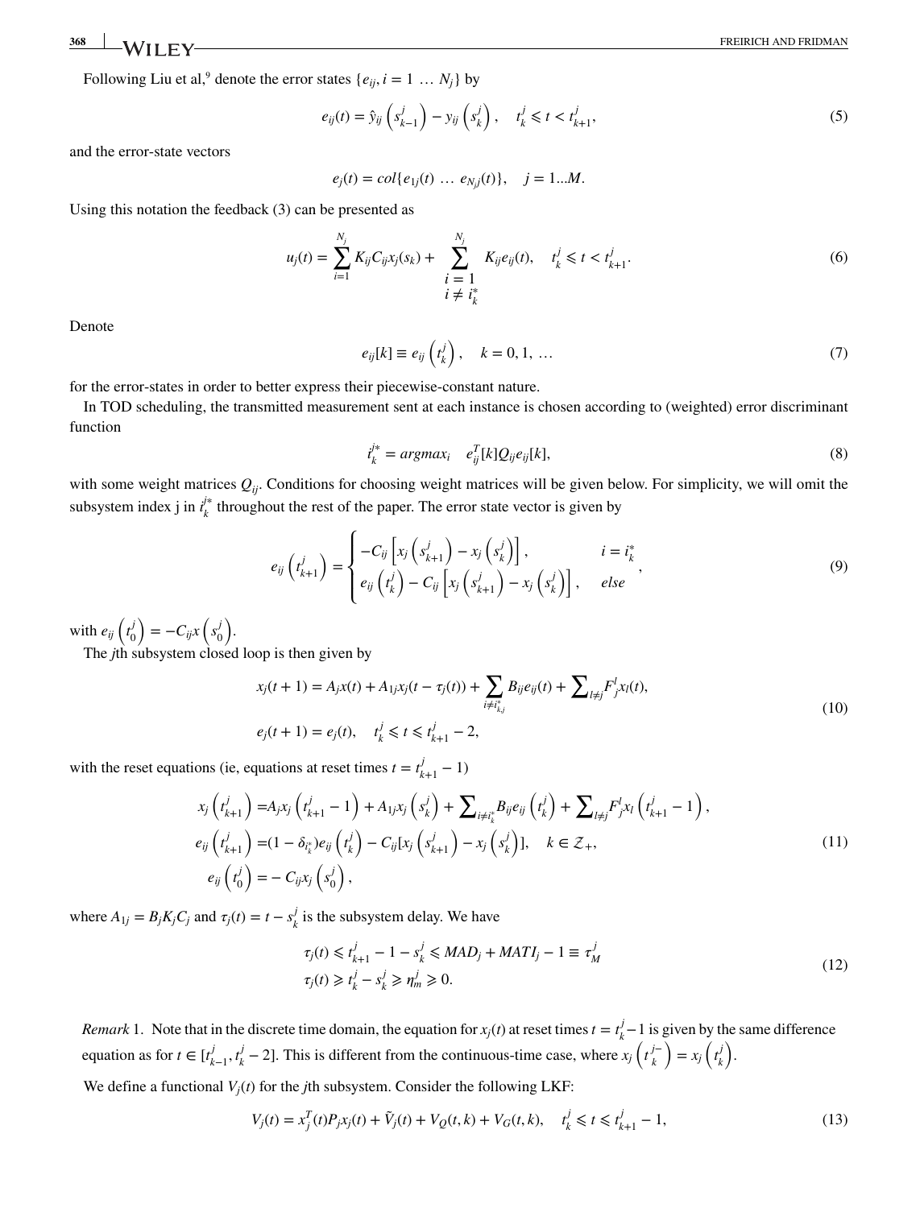Following Liu et al,[9] denote the error states $\{e_{ij}, i = 1 \dots N_j\}$ by

$$e_{ij}(t) = \hat{y}_{ij}\left(s^j_{k-1}\right) - y_{ij}\left(s^j_k\right), \quad t^j_k \leqslant t < t^j_{k+1}, \tag{5}$$

and the error-state vectors

$$e_j(t) = col\{e_{1j}(t) \dots e_{N_j j}(t)\}, \quad j = 1...M.$$

Using this notation the feedback (3) can be presented as

$$u_j(t) = \sum_{i=1}^{N_j} K_{ij} C_{ij} x_j(s_k) + \sum_{\substack{i=1 \\ i \neq i^*_k}}^{N_j} K_{ij} e_{ij}(t), \quad t^j_k \leqslant t < t^j_{k+1}. \tag{6}$$

Denote

$$e_{ij}[k] \equiv e_{ij}\left(t^j_k\right), \quad k = 0, 1, \dots \tag{7}$$

for the error-states in order to better express their piecewise-constant nature.

In TOD scheduling, the transmitted measurement sent at each instance is chosen according to (weighted) error discriminant function

$$i^{j*}_k = argmax_i \quad e^T_{ij}[k] Q_{ij} e_{ij}[k], \tag{8}$$

with some weight matrices $Q_{ij}$. Conditions for choosing weight matrices will be given below. For simplicity, we will omit the subsystem index j in $i^{j*}_k$ throughout the rest of the paper. The error state vector is given by

$$e_{ij}\left(t^j_{k+1}\right) = \begin{cases} -C_{ij}\left[x_j\left(s^j_{k+1}\right) - x_j\left(s^j_k\right)\right], & i = i^*_k \\ e_{ij}\left(t^j_k\right) - C_{ij}\left[x_j\left(s^j_{k+1}\right) - x_j\left(s^j_k\right)\right], & else \end{cases}, \tag{9}$$

with $e_{ij}\left(t^j_0\right) = -C_{ij} x\left(s^j_0\right)$.

The $j$th subsystem closed loop is then given by

$$\begin{aligned} x_j(t+1) &= A_j x(t) + A_{1j} x_j(t - \tau_j(t)) + \sum_{i \neq i^*_{k,j}} B_{ij} e_{ij}(t) + \sum\nolimits_{l \neq j} F^l_j x_l(t), \\ e_j(t+1) &= e_j(t), \quad t^j_k \leqslant t \leqslant t^j_{k+1} - 2, \end{aligned} \tag{10}$$

with the reset equations (ie, equations at reset times $t = t^j_{k+1} - 1$)

$$\begin{aligned} x_j\left(t^j_{k+1}\right) &= A_j x_j\left(t^j_{k+1} - 1\right) + A_{1j} x_j\left(s^j_k\right) + \sum\nolimits_{i \neq i^*_k} B_{ij} e_{ij}\left(t^j_k\right) + \sum\nolimits_{l \neq j} F^l_j x_l\left(t^j_{k+1} - 1\right), \\ e_{ij}\left(t^j_{k+1}\right) &= (1 - \delta_{i^*_k}) e_{ij}\left(t^j_k\right) - C_{ij}[x_j\left(s^j_{k+1}\right) - x_j\left(s^j_k\right)], \quad k \in \mathcal{Z}_+, \\ e_{ij}\left(t^j_0\right) &= -C_{ij} x_j\left(s^j_0\right), \end{aligned} \tag{11}$$

where $A_{1j} = B_j K_j C_j$ and $\tau_j(t) = t - s^j_k$ is the subsystem delay. We have

$$\begin{aligned} \tau_j(t) &\leqslant t^j_{k+1} - 1 - s^j_k \leqslant MAD_j + MATI_j - 1 \equiv \tau^j_M \\ \tau_j(t) &\geqslant t^j_k - s^j_k \geqslant \eta^j_m \geqslant 0. \end{aligned} \tag{12}$$

*Remark* 1. Note that in the discrete time domain, the equation for $x_j(t)$ at reset times $t = t^j_k - 1$ is given by the same difference equation as for $t \in [t^j_{k-1}, t^j_k - 2]$. This is different from the continuous-time case, where $x_j\left(t^{j-}_k\right) = x_j\left(t^j_k\right)$.

We define a functional $V_j(t)$ for the $j$th subsystem. Consider the following LKF:

$$V_j(t) = x^T_j(t) P_j x_j(t) + \tilde{V}_j(t) + V_Q(t, k) + V_G(t, k), \quad t^j_k \leqslant t \leqslant t^j_{k+1} - 1, \tag{13}$$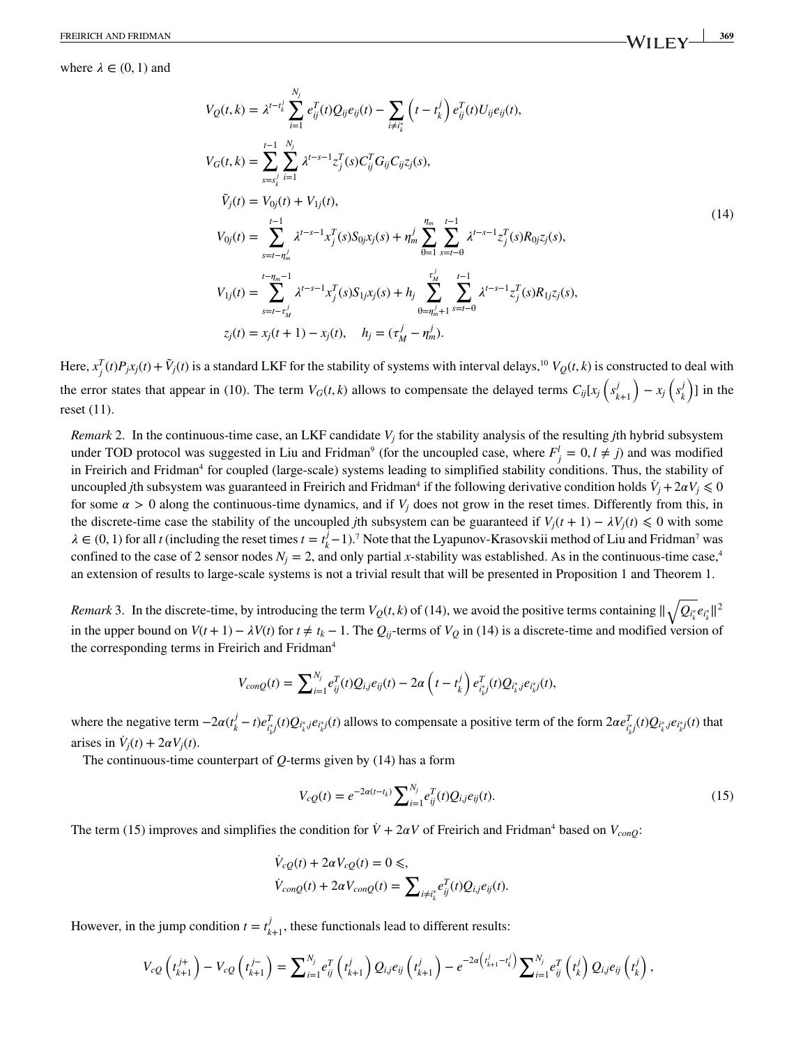where $\lambda \in (0, 1)$ and

$$
\begin{aligned}
V_Q(t,k) &= \lambda^{t-t_k^j} \sum_{i=1}^{N_j} e_{ij}^T(t) Q_{ij} e_{ij}(t) - \sum_{i \neq i_k^*} \left(t - t_k^j\right) e_{ij}^T(t) U_{ij} e_{ij}(t), \\
V_G(t,k) &= \sum_{s=s_k^j}^{t-1} \sum_{i=1}^{N_j} \lambda^{t-s-1} z_j^T(s) C_{ij}^T G_{ij} C_{ij} z_j(s), \\
\tilde{V}_j(t) &= V_{0j}(t) + V_{1j}(t), \\
V_{0j}(t) &= \sum_{s=t-\eta_m^j}^{t-1} \lambda^{t-s-1} x_j^T(s) S_{0j} x_j(s) + \eta_m^j \sum_{\theta=1}^{\eta_m} \sum_{s=t-\theta}^{t-1} \lambda^{t-s-1} z_j^T(s) R_{0j} z_j(s), \\
V_{1j}(t) &= \sum_{s=t-\tau_M^j}^{t-\eta_m-1} \lambda^{t-s-1} x_j^T(s) S_{1j} x_j(s) + h_j \sum_{\theta=\eta_m^j+1}^{\tau_M^j} \sum_{s=t-\theta}^{t-1} \lambda^{t-s-1} z_j^T(s) R_{1j} z_j(s), \\
z_j(t) &= x_j(t+1) - x_j(t), \quad h_j = (\tau_M^j - \eta_m^j).
\end{aligned}
\tag{14}
$$

Here, $x_j^T(t) P_j x_j(t) + \tilde{V}_j(t)$ is a standard LKF for the stability of systems with interval delays,[10] $V_Q(t,k)$ is constructed to deal with the error states that appear in (10). The term $V_G(t,k)$ allows to compensate the delayed terms $C_{ij}[x_j\left(s_{k+1}^j\right) - x_j\left(s_k^j\right)]$ in the reset (11).

*Remark* 2. In the continuous-time case, an LKF candidate $V_j$ for the stability analysis of the resulting $j$th hybrid subsystem under TOD protocol was suggested in Liu and Fridman[9] (for the uncoupled case, where $F_j^l = 0, l \neq j$) and was modified in Freirich and Fridman[4] for coupled (large-scale) systems leading to simplified stability conditions. Thus, the stability of uncoupled $j$th subsystem was guaranteed in Freirich and Fridman[4] if the following derivative condition holds $\dot{V}_j + 2\alpha V_j \leqslant 0$ for some $\alpha > 0$ along the continuous-time dynamics, and if $V_j$ does not grow in the reset times. Differently from this, in the discrete-time case the stability of the uncoupled $j$th subsystem can be guaranteed if $V_j(t+1) - \lambda V_j(t) \leqslant 0$ with some $\lambda \in (0,1)$ for all $t$ (including the reset times $t = t_k^j - 1$).[7] Note that the Lyapunov-Krasovskii method of Liu and Fridman[7] was confined to the case of 2 sensor nodes $N_j = 2$, and only partial $x$-stability was established. As in the continuous-time case,[4] an extension of results to large-scale systems is not a trivial result that will be presented in Proposition 1 and Theorem 1.

*Remark* 3. In the discrete-time, by introducing the term $V_Q(t,k)$ of (14), we avoid the positive terms containing $\|\sqrt{Q_{i_k^*}} e_{i_k^*}\|^2$ in the upper bound on $V(t+1) - \lambda V(t)$ for $t \neq t_k - 1$. The $Q_{ij}$-terms of $V_Q$ in (14) is a discrete-time and modified version of the corresponding terms in Freirich and Fridman[4]

$$
V_{conQ}(t) = \sum\nolimits_{i=1}^{N_j} e_{ij}^T(t) Q_{i,j} e_{ij}(t) - 2\alpha \left(t - t_k^j\right) e_{i_k^* j}^T(t) Q_{i_k^*,j} e_{i_k^* j}(t),
$$

where the negative term $-2\alpha(t_k^j - t) e_{i_k^* j}^T(t) Q_{i_k^*,j} e_{i_k^* j}(t)$ allows to compensate a positive term of the form $2\alpha e_{i_k^* j}^T(t) Q_{i_k^*,j} e_{i_k^* j}(t)$ that arises in $\dot{V}_j(t) + 2\alpha V_j(t)$.

The continuous-time counterpart of $Q$-terms given by (14) has a form

$$
V_{cQ}(t) = e^{-2\alpha(t-t_k)} \sum\nolimits_{i=1}^{N_j} e_{ij}^T(t) Q_{i,j} e_{ij}(t). \tag{15}
$$

The term (15) improves and simplifies the condition for $\dot{V} + 2\alpha V$ of Freirich and Fridman[4] based on $V_{conQ}$:

$$
\begin{aligned}
&\dot{V}_{cQ}(t) + 2\alpha V_{cQ}(t) = 0 \leqslant, \\
&\dot{V}_{conQ}(t) + 2\alpha V_{conQ}(t) = \sum\nolimits_{i \neq i_k^*} e_{ij}^T(t) Q_{i,j} e_{ij}(t).
\end{aligned}
$$

However, in the jump condition $t = t_{k+1}^j$, these functionals lead to different results:

$$
V_{cQ}\left(t_{k+1}^{j+}\right) - V_{cQ}\left(t_{k+1}^{j-}\right) = \sum\nolimits_{i=1}^{N_j} e_{ij}^T\left(t_{k+1}^j\right) Q_{i,j} e_{ij}\left(t_{k+1}^j\right) - e^{-2\alpha\left(t_{k+1}^j - t_k^j\right)} \sum\nolimits_{i=1}^{N_j} e_{ij}^T\left(t_k^j\right) Q_{i,j} e_{ij}\left(t_k^j\right),
$$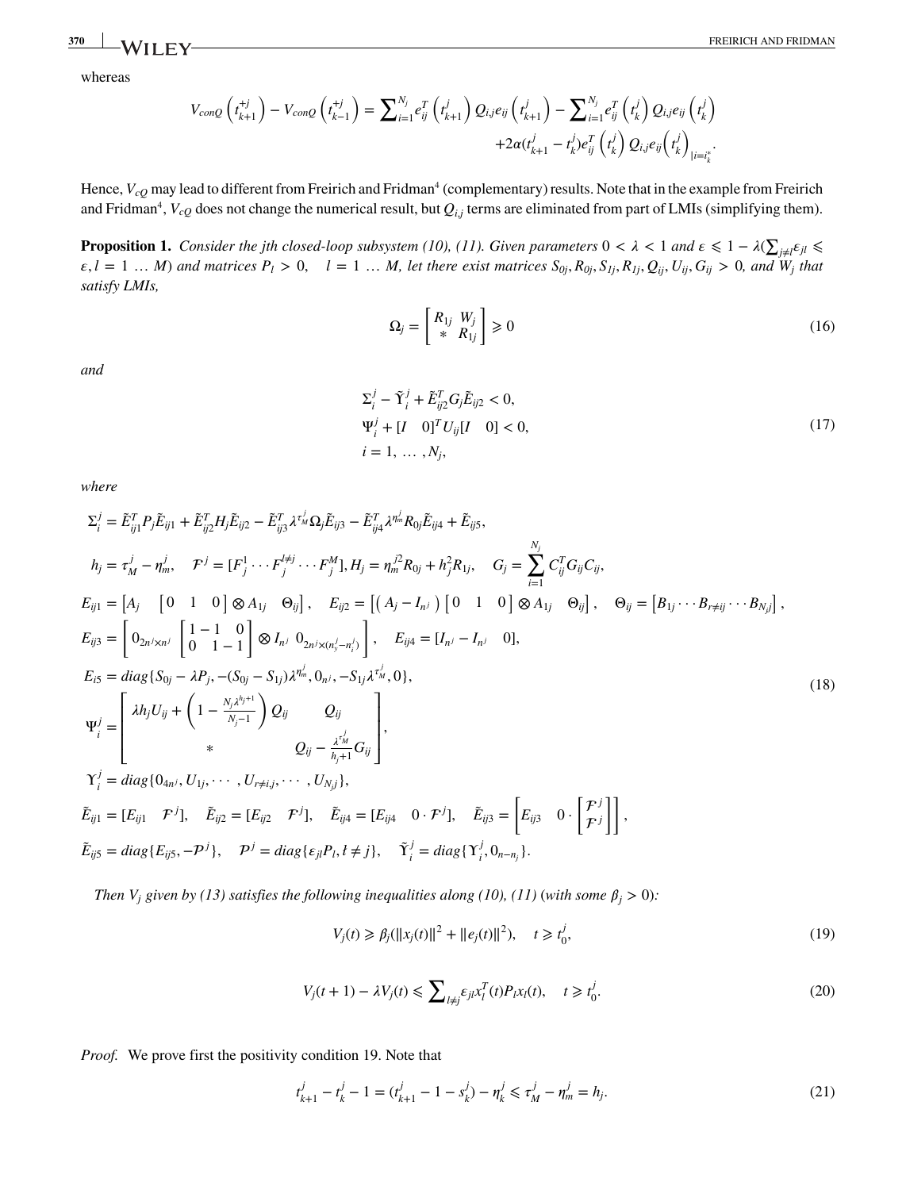whereas

$$V_{conQ}\left(t_{k+1}^{+j}\right) - V_{conQ}\left(t_{k-1}^{+j}\right) = \sum\nolimits_{i=1}^{N_j} e_{ij}^T\left(t_{k+1}^j\right) Q_{i,j} e_{ij}\left(t_{k+1}^j\right) - \sum\nolimits_{i=1}^{N_j} e_{ij}^T\left(t_k^j\right) Q_{i,j} e_{ij}\left(t_k^j\right) \\ +2\alpha(t_{k+1}^j - t_k^j) e_{ij}^T\left(t_k^j\right) Q_{i,j} e_{ij}\left(t_k^j\right)_{|i=i_k^*}.$$

Hence, $V_{cQ}$ may lead to different from Freirich and Fridman[4] (complementary) results. Note that in the example from Freirich and Fridman[4], $V_{cQ}$ does not change the numerical result, but $Q_{i,j}$ terms are eliminated from part of LMIs (simplifying them).

**Proposition 1.** *Consider the jth closed-loop subsystem (10), (11). Given parameters* $0 < \lambda < 1$ *and* $\varepsilon \leqslant 1 - \lambda(\sum_{j \neq l} \varepsilon_{jl} \leqslant \varepsilon, l = 1 \ldots M)$ *and matrices* $P_l > 0, \quad l = 1 \ldots M$, *let there exist matrices* $S_{0j}, R_{0j}, S_{1j}, R_{1j}, Q_{ij}, U_{ij}, G_{ij} > 0$, *and* $W_j$ *that satisfy LMIs,*

$$\Omega_j = \begin{bmatrix} R_{1j} & W_j \\ * & R_{1j} \end{bmatrix} \geqslant 0 \tag{16}$$

*and*

$$\begin{gathered} \Sigma_i^j - \tilde{\Upsilon}_i^j + \tilde{E}_{ij2}^T G_j \tilde{E}_{ij2} < 0, \\ \Psi_i^j + [I \quad 0]^T U_{ij} [I \quad 0] < 0, \\ i = 1, \ldots, N_j, \end{gathered} \tag{17}$$

*where*

$$\begin{aligned}
&\Sigma_i^j = \tilde{E}_{ij1}^T P_j \tilde{E}_{ij1} + \tilde{E}_{ij2}^T H_j \tilde{E}_{ij2} - \tilde{E}_{ij3}^T \lambda^{\tau_M^j} \Omega_j \tilde{E}_{ij3} - \tilde{E}_{ij4}^T \lambda^{\eta_m^j} R_{0j} \tilde{E}_{ij4} + \tilde{E}_{ij5}, \\
&h_j = \tau_M^j - \eta_m^j, \quad \mathcal{F}^j = [F_j^1 \cdots F_j^{l \neq j} \cdots F_j^M], H_j = \eta_m^{j2} R_{0j} + h_j^2 R_{1j}, \quad G_j = \sum_{i=1}^{N_j} C_{ij}^T G_{ij} C_{ij}, \\
&E_{ij1} = \begin{bmatrix} A_j & \begin{bmatrix} 0 & 1 & 0 \end{bmatrix} \otimes A_{1j} & \Theta_{ij} \end{bmatrix}, \quad E_{ij2} = \begin{bmatrix} \left( A_j - I_{n^j} \right) \begin{bmatrix} 0 & 1 & 0 \end{bmatrix} \otimes A_{1j} & \Theta_{ij} \end{bmatrix}, \quad \Theta_{ij} = \begin{bmatrix} B_{1j} \cdots B_{r \neq ij} \cdots B_{N_j j} \end{bmatrix}, \\
&E_{ij3} = \begin{bmatrix} 0_{2n^j \times n^j} & \begin{bmatrix} 1 & -1 & 0 \\ 0 & 1 & -1 \end{bmatrix} \otimes I_{n^j} & 0_{2n^j \times (n_y^j - n_i^j)} \end{bmatrix}, \quad E_{ij4} = [I_{n^j} - I_{n^j} \quad 0], \\
&E_{i5} = diag\{S_{0j} - \lambda P_j, -(S_{0j} - S_{1j})\lambda^{\eta_m^j}, 0_{n^j}, -S_{1j}\lambda^{\tau_M^j}, 0\}, \\
&\Psi_i^j = \begin{bmatrix} \lambda h_j U_{ij} + \left(1 - \frac{N_j \lambda^{h_j+1}}{N_j - 1}\right) Q_{ij} & Q_{ij} \\ * & Q_{ij} - \frac{\lambda^{\tau_M^j}}{h_j+1} G_{ij} \end{bmatrix}, \\
&\Upsilon_i^j = diag\{0_{4n^j}, U_{1j}, \cdots, U_{r \neq i,j}, \cdots, U_{N_j j}\}, \\
&\tilde{E}_{ij1} = [E_{ij1} \quad \mathcal{F}^j], \quad \tilde{E}_{ij2} = [E_{ij2} \quad \mathcal{F}^j], \quad \tilde{E}_{ij4} = [E_{ij4} \quad 0 \cdot \mathcal{F}^j], \quad \tilde{E}_{ij3} = \begin{bmatrix} E_{ij3} & 0 \cdot \begin{bmatrix} \mathcal{F}^j \\ \mathcal{F}^j \end{bmatrix} \end{bmatrix}, \\
&\tilde{E}_{ij5} = diag\{E_{ij5}, -\mathcal{P}^j\}, \quad \mathcal{P}^j = diag\{\varepsilon_{jl} P_l, l \neq j\}, \quad \tilde{\Upsilon}_i^j = diag\{\Upsilon_i^j, 0_{n-n_j}\}.
\end{aligned} \tag{18}$$

*Then* $V_j$ *given by (13) satisfies the following inequalities along (10), (11)* (*with some* $\beta_j > 0$)*:*

$$V_j(t) \geqslant \beta_j(\|x_j(t)\|^2 + \|e_j(t)\|^2), \quad t \geqslant t_0^j, \tag{19}$$

$$V_j(t+1) - \lambda V_j(t) \leqslant \sum\nolimits_{l \neq j} \varepsilon_{jl} x_l^T(t) P_l x_l(t), \quad t \geqslant t_0^j. \tag{20}$$

*Proof.* We prove first the positivity condition 19. Note that

$$t_{k+1}^j - t_k^j - 1 = (t_{k+1}^j - 1 - s_k^j) - \eta_k^j \leqslant \tau_M^j - \eta_m^j = h_j. \tag{21}$$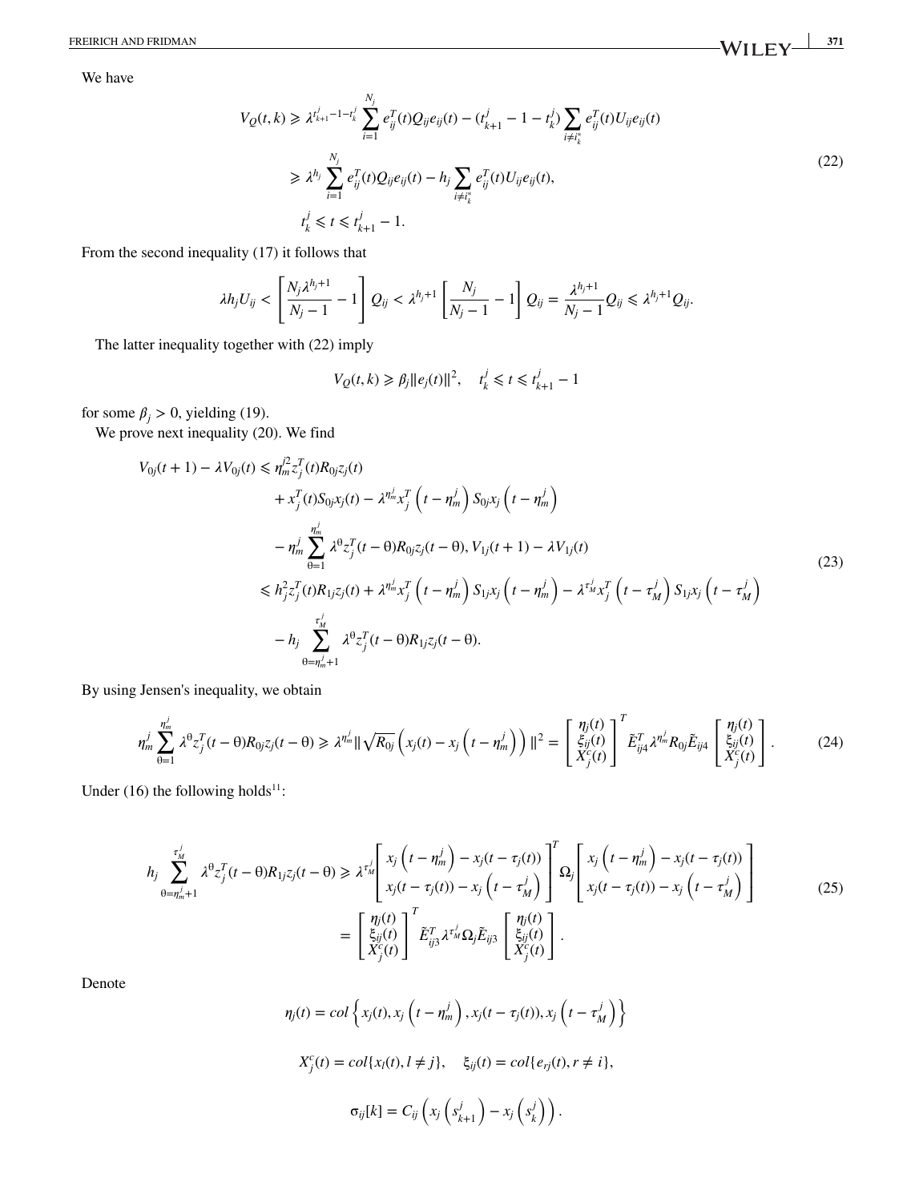We have

$$
\begin{aligned}
V_Q(t,k) &\geqslant \lambda^{t^j_{k+1}-1-t^j_k} \sum_{i=1}^{N_j} e_{ij}^T(t) Q_{ij} e_{ij}(t) - (t^j_{k+1} - 1 - t^j_k) \sum_{i \neq i^*_k} e_{ij}^T(t) U_{ij} e_{ij}(t) \\
&\geqslant \lambda^{h_j} \sum_{i=1}^{N_j} e_{ij}^T(t) Q_{ij} e_{ij}(t) - h_j \sum_{i \neq i^*_k} e_{ij}^T(t) U_{ij} e_{ij}(t), \\
&\quad t^j_k \leqslant t \leqslant t^j_{k+1} - 1.
\end{aligned} \tag{22}
$$

From the second inequality (17) it follows that

$$
\lambda h_j U_{ij} < \left[ \frac{N_j \lambda^{h_j+1}}{N_j - 1} - 1 \right] Q_{ij} < \lambda^{h_j+1} \left[ \frac{N_j}{N_j - 1} - 1 \right] Q_{ij} = \frac{\lambda^{h_j+1}}{N_j - 1} Q_{ij} \leqslant \lambda^{h_j+1} Q_{ij}.
$$

The latter inequality together with (22) imply

$$
V_Q(t,k) \geqslant \beta_j \|e_j(t)\|^2, \quad t^j_k \leqslant t \leqslant t^j_{k+1} - 1
$$

for some $\beta_j > 0$, yielding (19).

We prove next inequality (20). We find

$$
\begin{aligned}
V_{0j}(t+1) - \lambda V_{0j}(t) &\leqslant \eta^{j2}_m z_j^T(t) R_{0j} z_j(t) \\
&\quad + x_j^T(t) S_{0j} x_j(t) - \lambda^{\eta^j_m} x_j^T\left(t - \eta^j_m\right) S_{0j} x_j\left(t - \eta^j_m\right) \\
&\quad - \eta^j_m \sum_{\theta=1}^{\eta^j_m} \lambda^{\theta} z_j^T(t-\theta) R_{0j} z_j(t-\theta), \; V_{1j}(t+1) - \lambda V_{1j}(t) \\
&\leqslant h_j^2 z_j^T(t) R_{1j} z_j(t) + \lambda^{\eta^j_m} x_j^T\left(t - \eta^j_m\right) S_{1j} x_j\left(t - \eta^j_m\right) - \lambda^{\tau^j_M} x_j^T\left(t - \tau^j_M\right) S_{1j} x_j\left(t - \tau^j_M\right) \\
&\quad - h_j \sum_{\theta=\eta^j_m+1}^{\tau^j_M} \lambda^{\theta} z_j^T(t-\theta) R_{1j} z_j(t-\theta).
\end{aligned} \tag{23}
$$

By using Jensen's inequality, we obtain

$$
\eta^j_m \sum_{\theta=1}^{\eta^j_m} \lambda^{\theta} z_j^T(t-\theta) R_{0j} z_j(t-\theta) \geqslant \lambda^{\eta^j_m} \| \sqrt{R_{0j}} \left( x_j(t) - x_j\left(t - \eta^j_m\right) \right) \|^2 = \begin{bmatrix} \eta_j(t) \\ \xi_{ij}(t) \\ X^c_j(t) \end{bmatrix}^T \tilde{E}_{ij4}^T \lambda^{\eta^j_m} R_{0j} \tilde{E}_{ij4} \begin{bmatrix} \eta_j(t) \\ \xi_{ij}(t) \\ X^c_j(t) \end{bmatrix}. \tag{24}
$$

Under (16) the following holds[11]:

$$
\begin{aligned}
h_j \sum_{\theta=\eta^j_m+1}^{\tau^j_M} \lambda^{\theta} z_j^T(t-\theta) R_{1j} z_j(t-\theta) &\geqslant \lambda^{\tau^j_M} \begin{bmatrix} x_j\left(t - \eta^j_m\right) - x_j(t - \tau_j(t)) \\ x_j(t - \tau_j(t)) - x_j\left(t - \tau^j_M\right) \end{bmatrix}^T \Omega_j \begin{bmatrix} x_j\left(t - \eta^j_m\right) - x_j(t - \tau_j(t)) \\ x_j(t - \tau_j(t)) - x_j\left(t - \tau^j_M\right) \end{bmatrix} \\
&= \begin{bmatrix} \eta_j(t) \\ \xi_{ij}(t) \\ X^c_j(t) \end{bmatrix}^T \tilde{E}_{ij3}^T \lambda^{\tau^j_M} \Omega_j \tilde{E}_{ij3} \begin{bmatrix} \eta_j(t) \\ \xi_{ij}(t) \\ X^c_j(t) \end{bmatrix}.
\end{aligned} \tag{25}
$$

Denote

$$
\eta_j(t) = col\left\{ x_j(t), x_j\left(t - \eta^j_m\right), x_j(t - \tau_j(t)), x_j\left(t - \tau^j_M\right) \right\}
$$

$$
X^c_j(t) = col\{x_l(t), l \neq j\}, \quad \xi_{ij}(t) = col\{e_{rj}(t), r \neq i\},
$$

$$
\sigma_{ij}[k] = C_{ij}\left( x_j\left(s^j_{k+1}\right) - x_j\left(s^j_k\right) \right).
$$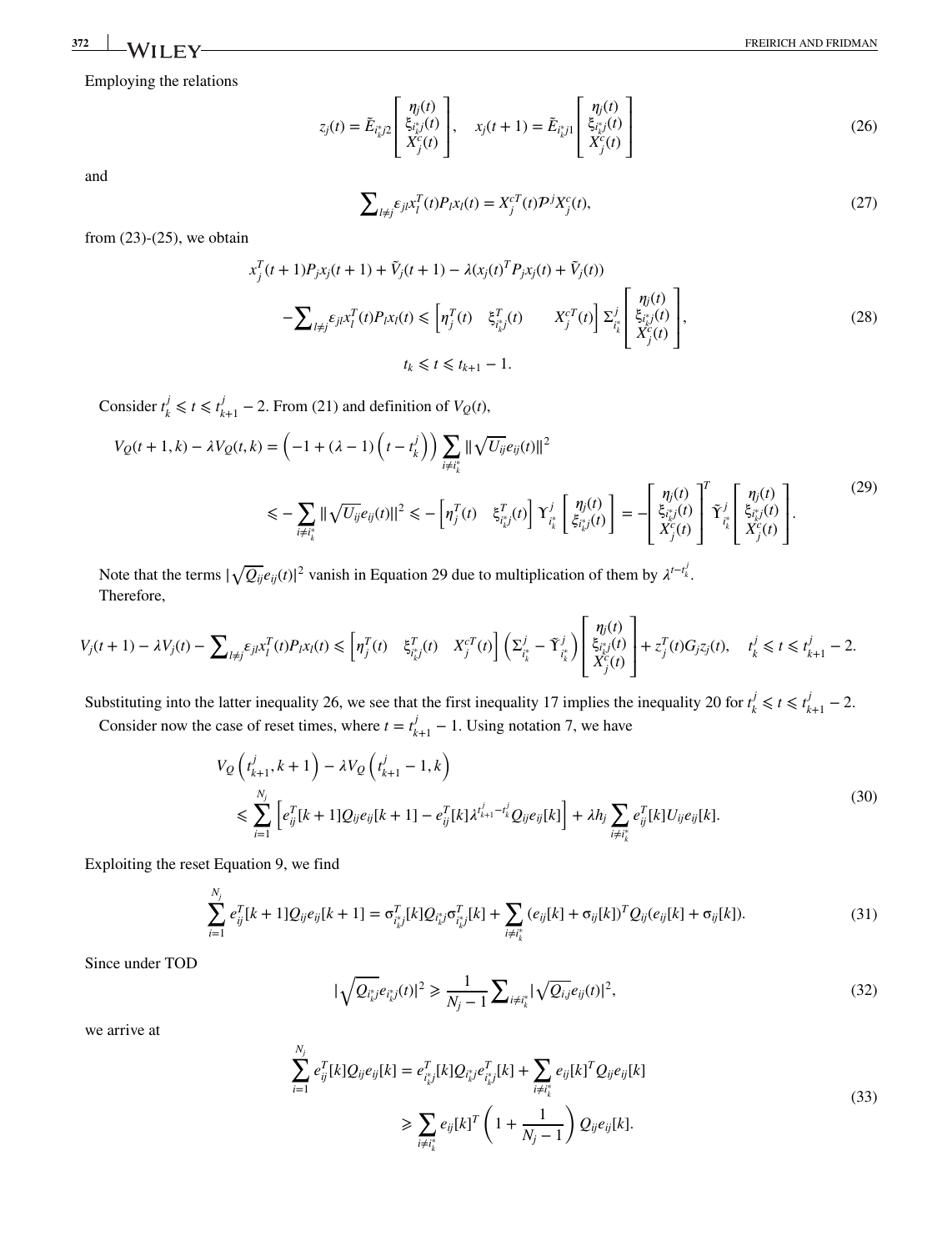Employing the relations

$$z_j(t) = \tilde{E}_{i_k^* j2} \begin{bmatrix} \eta_j(t) \\ \xi_{i_k^* j}(t) \\ X_j^c(t) \end{bmatrix}, \quad x_j(t+1) = \tilde{E}_{i_k^* j1} \begin{bmatrix} \eta_j(t) \\ \xi_{i_k^* j}(t) \\ X_j^c(t) \end{bmatrix} \tag{26}$$

and

$$\sum\nolimits_{l \neq j} \varepsilon_{jl} x_l^T(t) P_l x_l(t) = X_j^{cT}(t) \mathcal{P}^j X_j^c(t), \tag{27}$$

from (23)-(25), we obtain

$$\begin{gathered} x_j^T(t+1) P_j x_j(t+1) + \tilde{V}_j(t+1) - \lambda (x_j(t)^T P_j x_j(t) + \tilde{V}_j(t)) \\ - \sum\nolimits_{l \neq j} \varepsilon_{jl} x_l^T(t) P_l x_l(t) \leqslant \begin{bmatrix} \eta_j^T(t) & \xi_{i_k^* j}^T(t) & X_j^{cT}(t) \end{bmatrix} \Sigma_{i_k^*}^j \begin{bmatrix} \eta_j(t) \\ \xi_{i_k^* j}(t) \\ X_j^c(t) \end{bmatrix}, \\ t_k \leqslant t \leqslant t_{k+1} - 1. \end{gathered} \tag{28}$$

Consider $t_k^j \leqslant t \leqslant t_{k+1}^j - 2$. From (21) and definition of $V_Q(t)$,

$$\begin{aligned} V_Q(t+1,k) - \lambda V_Q(t,k) &= \left(-1 + (\lambda - 1)\left(t - t_k^j\right)\right) \sum_{i \neq i_k^*} \| \sqrt{U_{ij}} e_{ij}(t) \|^2 \\ &\leqslant -\sum_{i \neq i_k^*} \| \sqrt{U_{ij}} e_{ij}(t) \|^2 \leqslant -\begin{bmatrix} \eta_j^T(t) & \xi_{i_k^* j}^T(t) \end{bmatrix} \Upsilon_{i_k^*}^j \begin{bmatrix} \eta_j(t) \\ \xi_{i_k^* j}(t) \end{bmatrix} = -\begin{bmatrix} \eta_j(t) \\ \xi_{i_k^* j}(t) \\ X_j^c(t) \end{bmatrix}^T \tilde{\Upsilon}_{i_k^*}^j \begin{bmatrix} \eta_j(t) \\ \xi_{i_k^* j}(t) \\ X_j^c(t) \end{bmatrix}. \end{aligned} \tag{29}$$

Note that the terms $|\sqrt{Q_{ij}} e_{ij}(t)|^2$ vanish in Equation 29 due to multiplication of them by $\lambda^{t - t_k^j}$.
Therefore,

$$V_j(t+1) - \lambda V_j(t) - \sum\nolimits_{l \neq j} \varepsilon_{jl} x_l^T(t) P_l x_l(t) \leqslant \begin{bmatrix} \eta_j^T(t) & \xi_{i_k^* j}^T(t) & X_j^{cT}(t) \end{bmatrix} \left( \Sigma_{i_k^*}^j - \tilde{\Upsilon}_{i_k^*}^j \right) \begin{bmatrix} \eta_j(t) \\ \xi_{i_k^* j}(t) \\ X_j^c(t) \end{bmatrix} + z_j^T(t) G_j z_j(t), \quad t_k^j \leqslant t \leqslant t_{k+1}^j - 2.$$

Substituting into the latter inequality 26, we see that the first inequality 17 implies the inequality 20 for $t_k^j \leqslant t \leqslant t_{k+1}^j - 2$.
Consider now the case of reset times, where $t = t_{k+1}^j - 1$. Using notation 7, we have

$$\begin{aligned} &V_Q\left(t_{k+1}^j, k+1\right) - \lambda V_Q\left(t_{k+1}^j - 1, k\right) \\ &\leqslant \sum_{i=1}^{N_j} \left[ e_{ij}^T[k+1] Q_{ij} e_{ij}[k+1] - e_{ij}^T[k] \lambda^{t_{k+1}^j - t_k^j} Q_{ij} e_{ij}[k] \right] + \lambda h_j \sum_{i \neq i_k^*} e_{ij}^T[k] U_{ij} e_{ij}[k]. \end{aligned} \tag{30}$$

Exploiting the reset Equation 9, we find

$$\sum_{i=1}^{N_j} e_{ij}^T[k+1] Q_{ij} e_{ij}[k+1] = \sigma_{i_k^* j}^T[k] Q_{i_k^* j} \sigma_{i_k^* j}^T[k] + \sum_{i \neq i_k^*} (e_{ij}[k] + \sigma_{ij}[k])^T Q_{ij} (e_{ij}[k] + \sigma_{ij}[k]). \tag{31}$$

Since under TOD

$$|\sqrt{Q_{i_k^* j}} e_{i_k^* j}(t)|^2 \geqslant \frac{1}{N_j - 1} \sum\nolimits_{i \neq i_k^*} |\sqrt{Q_{i,j}} e_{ij}(t)|^2, \tag{32}$$

we arrive at

$$\begin{aligned} \sum_{i=1}^{N_j} e_{ij}^T[k] Q_{ij} e_{ij}[k] &= e_{i_k^* j}^T[k] Q_{i_k^* j} e_{i_k^* j}^T[k] + \sum_{i \neq i_k^*} e_{ij}[k]^T Q_{ij} e_{ij}[k] \\ &\geqslant \sum_{i \neq i_k^*} e_{ij}[k]^T \left( 1 + \frac{1}{N_j - 1} \right) Q_{ij} e_{ij}[k]. \end{aligned} \tag{33}$$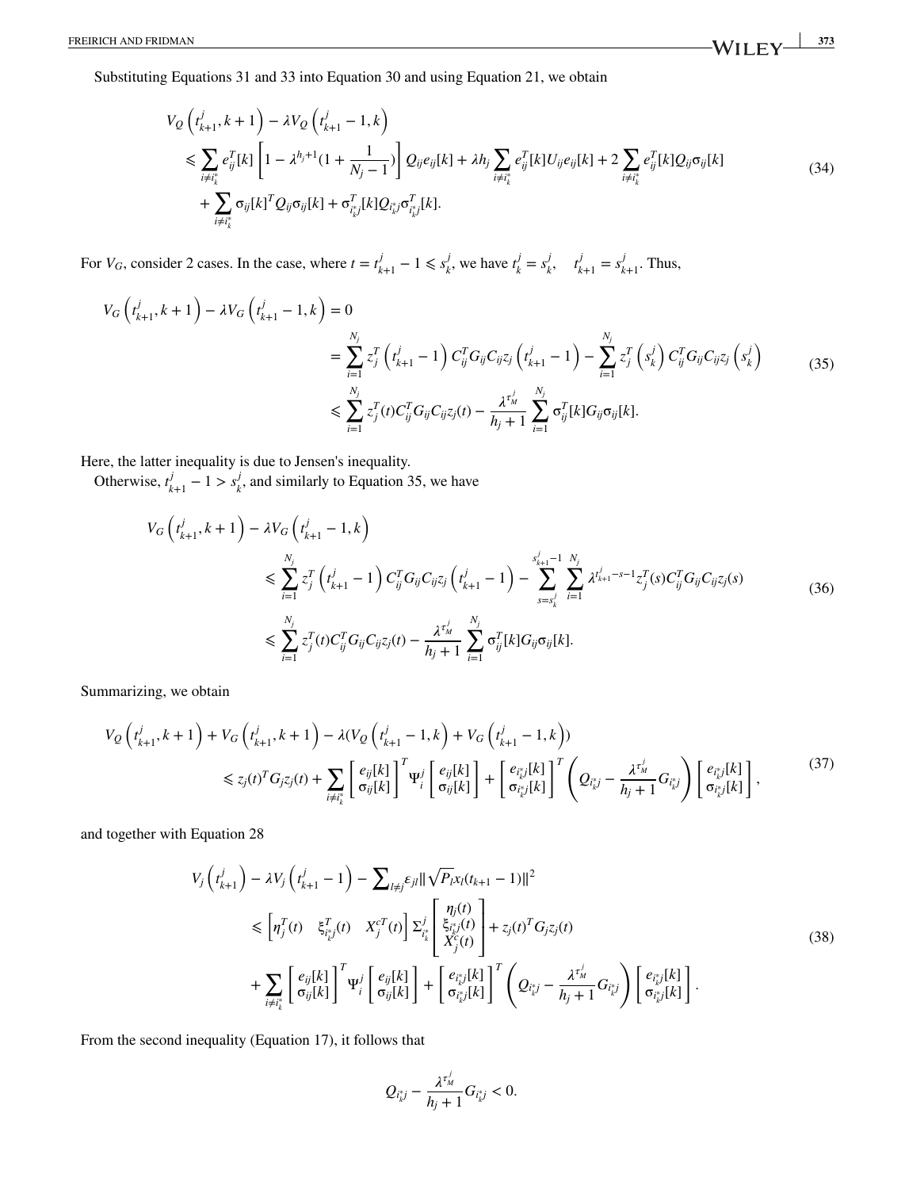Substituting Equations 31 and 33 into Equation 30 and using Equation 21, we obtain

$$
\begin{aligned}
V_Q\left(t_{k+1}^j, k+1\right) - \lambda V_Q\left(t_{k+1}^j - 1, k\right) \\
\leqslant \sum_{i \neq i_k^*} e_{ij}^T[k]\left[1 - \lambda^{h_j+1}\left(1 + \frac{1}{N_j - 1}\right)\right] Q_{ij} e_{ij}[k] + \lambda h_j \sum_{i \neq i_k^*} e_{ij}^T[k] U_{ij} e_{ij}[k] + 2 \sum_{i \neq i_k^*} e_{ij}^T[k] Q_{ij} \sigma_{ij}[k] \\
+ \sum_{i \neq i_k^*} \sigma_{ij}[k]^T Q_{ij} \sigma_{ij}[k] + \sigma_{i_k^* j}^T[k] Q_{i_k^* j} \sigma_{i_k^* j}^T[k].
\end{aligned}
\tag{34}
$$

For $V_G$, consider 2 cases. In the case, where $t = t_{k+1}^j - 1 \leqslant s_k^j$, we have $t_k^j = s_k^j, \quad t_{k+1}^j = s_{k+1}^j$. Thus,

$$
\begin{aligned}
V_G\left(t_{k+1}^j, k+1\right) - \lambda V_G\left(t_{k+1}^j - 1, k\right) = 0 \\
= \sum_{i=1}^{N_j} z_j^T\left(t_{k+1}^j - 1\right) C_{ij}^T G_{ij} C_{ij} z_j\left(t_{k+1}^j - 1\right) - \sum_{i=1}^{N_j} z_j^T\left(s_k^j\right) C_{ij}^T G_{ij} C_{ij} z_j\left(s_k^j\right) \\
\leqslant \sum_{i=1}^{N_j} z_j^T(t) C_{ij}^T G_{ij} C_{ij} z_j(t) - \frac{\lambda^{\tau_M^j}}{h_j + 1} \sum_{i=1}^{N_j} \sigma_{ij}^T[k] G_{ij} \sigma_{ij}[k].
\end{aligned}
\tag{35}
$$

Here, the latter inequality is due to Jensen's inequality.

Otherwise, $t_{k+1}^j - 1 > s_k^j$, and similarly to Equation 35, we have

$$
\begin{aligned}
V_G\left(t_{k+1}^j, k+1\right) - \lambda V_G\left(t_{k+1}^j - 1, k\right) \\
\leqslant \sum_{i=1}^{N_j} z_j^T\left(t_{k+1}^j - 1\right) C_{ij}^T G_{ij} C_{ij} z_j\left(t_{k+1}^j - 1\right) - \sum_{s=s_k^j}^{s_{k+1}^j - 1} \sum_{i=1}^{N_j} \lambda^{t_{k+1}^j - s - 1} z_j^T(s) C_{ij}^T G_{ij} C_{ij} z_j(s) \\
\leqslant \sum_{i=1}^{N_j} z_j^T(t) C_{ij}^T G_{ij} C_{ij} z_j(t) - \frac{\lambda^{\tau_M^j}}{h_j + 1} \sum_{i=1}^{N_j} \sigma_{ij}^T[k] G_{ij} \sigma_{ij}[k].
\end{aligned}
\tag{36}
$$

Summarizing, we obtain

$$
\begin{aligned}
V_Q\left(t_{k+1}^j, k+1\right) + V_G\left(t_{k+1}^j, k+1\right) - \lambda\left(V_Q\left(t_{k+1}^j - 1, k\right) + V_G\left(t_{k+1}^j - 1, k\right)\right) \\
\leqslant z_j(t)^T G_j z_j(t) + \sum_{i \neq i_k^*} \begin{bmatrix} e_{ij}[k] \\ \sigma_{ij}[k] \end{bmatrix}^T \Psi_i^j \begin{bmatrix} e_{ij}[k] \\ \sigma_{ij}[k] \end{bmatrix} + \begin{bmatrix} e_{i_k^* j}[k] \\ \sigma_{i_k^* j}[k] \end{bmatrix}^T \left(Q_{i_k^* j} - \frac{\lambda^{\tau_M^j}}{h_j + 1} G_{i_k^* j}\right) \begin{bmatrix} e_{i_k^* j}[k] \\ \sigma_{i_k^* j}[k] \end{bmatrix},
\end{aligned}
\tag{37}
$$

and together with Equation 28

$$
\begin{aligned}
V_j\left(t_{k+1}^j\right) - \lambda V_j\left(t_{k+1}^j - 1\right) - \sum\nolimits_{l \neq j} \varepsilon_{jl} \|\sqrt{P_l} x_l(t_{k+1} - 1)\|^2 \\
\leqslant \begin{bmatrix} \eta_j^T(t) & \xi_{i_k^* j}^T(t) & X_j^{cT}(t) \end{bmatrix} \Sigma_{i_k^*}^j \begin{bmatrix} \eta_j(t) \\ \xi_{i_k^* j}(t) \\ X_j^c(t) \end{bmatrix} + z_j(t)^T G_j z_j(t) \\
+ \sum_{i \neq i_k^*} \begin{bmatrix} e_{ij}[k] \\ \sigma_{ij}[k] \end{bmatrix}^T \Psi_i^j \begin{bmatrix} e_{ij}[k] \\ \sigma_{ij}[k] \end{bmatrix} + \begin{bmatrix} e_{i_k^* j}[k] \\ \sigma_{i_k^* j}[k] \end{bmatrix}^T \left(Q_{i_k^* j} - \frac{\lambda^{\tau_M^j}}{h_j + 1} G_{i_k^* j}\right) \begin{bmatrix} e_{i_k^* j}[k] \\ \sigma_{i_k^* j}[k] \end{bmatrix}.
\end{aligned}
\tag{38}
$$

From the second inequality (Equation 17), it follows that

$$
Q_{i_k^* j} - \frac{\lambda^{\tau_M^j}}{h_j + 1} G_{i_k^* j} < 0.
$$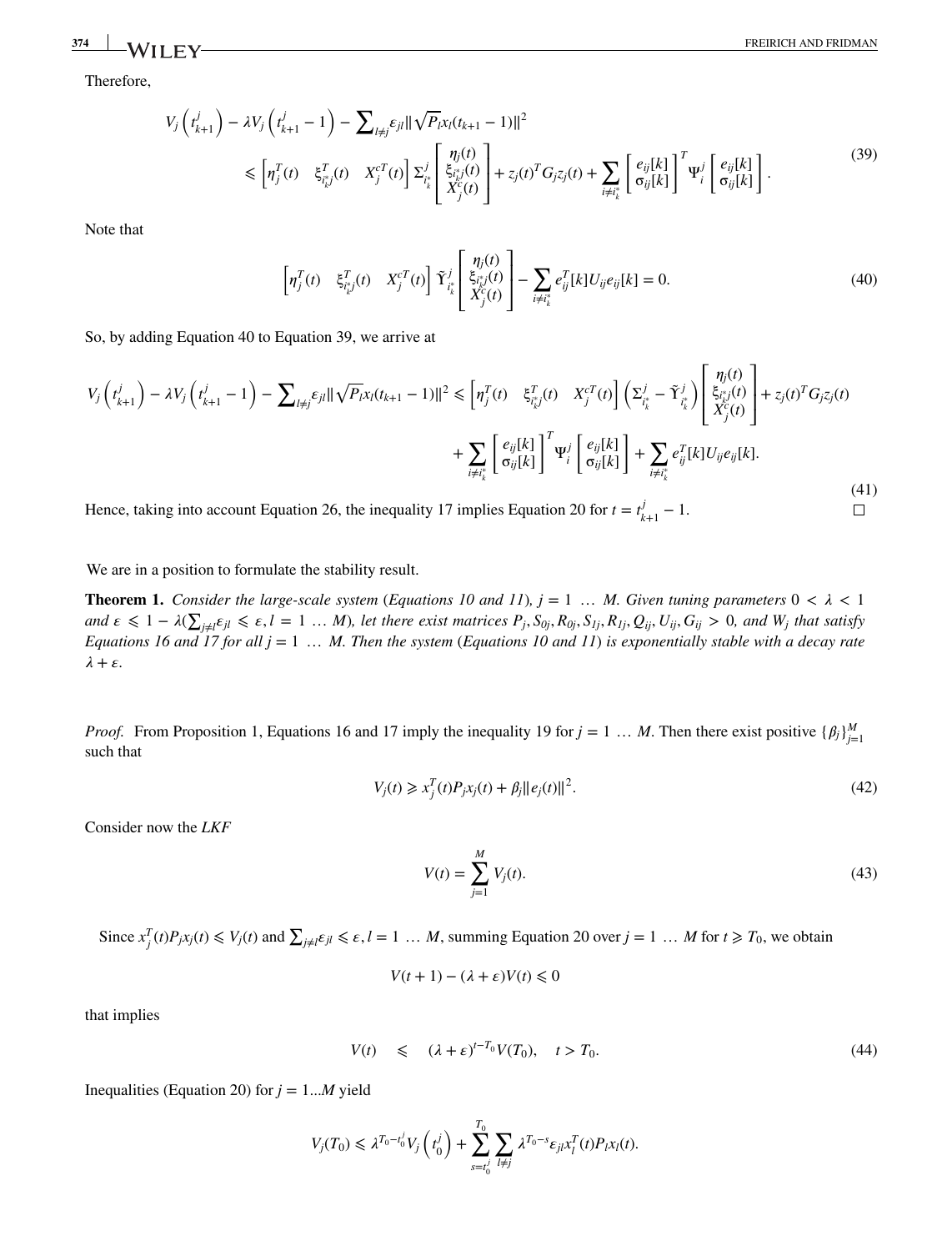Therefore,

$$
V_j\left(t_{k+1}^j\right) - \lambda V_j\left(t_{k+1}^j - 1\right) - \sum\nolimits_{l \neq j} \varepsilon_{jl} \|\sqrt{P_l} x_l(t_{k+1} - 1)\|^2
\leqslant \begin{bmatrix} \eta_j^T(t) & \xi_{i_k^* j}^T(t) & X_j^{cT}(t) \end{bmatrix} \Sigma_{i_k^*}^j \begin{bmatrix} \eta_j(t) \\ \xi_{i_k^* j}(t) \\ X_j^c(t) \end{bmatrix} + z_j(t)^T G_j z_j(t) + \sum_{i \neq i_k^*} \begin{bmatrix} e_{ij}[k] \\ \sigma_{ij}[k] \end{bmatrix}^T \Psi_i^j \begin{bmatrix} e_{ij}[k] \\ \sigma_{ij}[k] \end{bmatrix}. \tag{39}
$$

Note that

$$
\begin{bmatrix} \eta_j^T(t) & \xi_{i_k^* j}^T(t) & X_j^{cT}(t) \end{bmatrix} \tilde{\Upsilon}_{i_k^*}^j \begin{bmatrix} \eta_j(t) \\ \xi_{i_k^* j}(t) \\ X_j^c(t) \end{bmatrix} - \sum_{i \neq i_k^*} e_{ij}^T[k] U_{ij} e_{ij}[k] = 0. \tag{40}
$$

So, by adding Equation 40 to Equation 39, we arrive at

$$
\begin{aligned}
V_j\left(t_{k+1}^j\right) - \lambda V_j\left(t_{k+1}^j - 1\right) - \sum\nolimits_{l \neq j} \varepsilon_{jl} \|\sqrt{P_l} x_l(t_{k+1} - 1)\|^2 &\leqslant \begin{bmatrix} \eta_j^T(t) & \xi_{i_k^* j}^T(t) & X_j^{cT}(t) \end{bmatrix} \left(\Sigma_{i_k^*}^j - \tilde{\Upsilon}_{i_k^*}^j\right) \begin{bmatrix} \eta_j(t) \\ \xi_{i_k^* j}(t) \\ X_j^c(t) \end{bmatrix} + z_j(t)^T G_j z_j(t) \\
&+ \sum_{i \neq i_k^*} \begin{bmatrix} e_{ij}[k] \\ \sigma_{ij}[k] \end{bmatrix}^T \Psi_i^j \begin{bmatrix} e_{ij}[k] \\ \sigma_{ij}[k] \end{bmatrix} + \sum_{i \neq i_k^*} e_{ij}^T[k] U_{ij} e_{ij}[k].
\end{aligned} \tag{41}
$$

Hence, taking into account Equation 26, the inequality 17 implies Equation 20 for $t = t_{k+1}^j - 1$. □

We are in a position to formulate the stability result.

**Theorem 1.** *Consider the large-scale system (Equations 10 and 11), $j = 1 \ldots M$. Given tuning parameters $0 < \lambda < 1$ and $\varepsilon \leqslant 1 - \lambda$ ($\sum_{j \neq l} \varepsilon_{jl} \leqslant \varepsilon, l = 1 \ldots M$), let there exist matrices $P_j, S_{0j}, R_{0j}, S_{1j}, R_{1j}, Q_{ij}, U_{ij}, G_{ij} > 0$, and $W_j$ that satisfy Equations 16 and 17 for all $j = 1 \ldots M$. Then the system (Equations 10 and 11) is exponentially stable with a decay rate $\lambda + \varepsilon$.*

*Proof.* From Proposition 1, Equations 16 and 17 imply the inequality 19 for $j = 1 \ldots M$. Then there exist positive $\{\beta_j\}_{j=1}^M$ such that

$$
V_j(t) \geqslant x_j^T(t) P_j x_j(t) + \beta_j \|e_j(t)\|^2. \tag{42}
$$

Consider now the *LKF*

$$
V(t) = \sum_{j=1}^{M} V_j(t). \tag{43}
$$

Since $x_j^T(t) P_j x_j(t) \leqslant V_j(t)$ and $\sum_{j \neq l} \varepsilon_{jl} \leqslant \varepsilon, l = 1 \ldots M$, summing Equation 20 over $j = 1 \ldots M$ for $t \geqslant T_0$, we obtain

$$
V(t+1) - (\lambda + \varepsilon) V(t) \leqslant 0
$$

that implies

$$
V(t) \quad \leqslant \quad (\lambda + \varepsilon)^{t - T_0} V(T_0), \quad t > T_0. \tag{44}
$$

Inequalities (Equation 20) for $j = 1 \ldots M$ yield

$$
V_j(T_0) \leqslant \lambda^{T_0 - t_0^j} V_j\left(t_0^j\right) + \sum_{s = t_0^j}^{T_0} \sum_{l \neq j} \lambda^{T_0 - s} \varepsilon_{jl} x_l^T(t) P_l x_l(t).
$$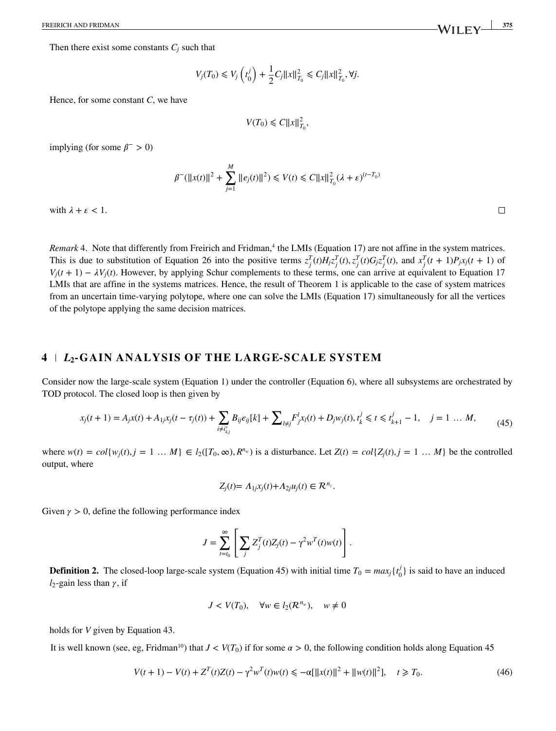Then there exist some constants $C_j$ such that

$$V_j(T_0) \leqslant V_j\left(t_0^j\right) + \frac{1}{2}C_j\|x\|_{T_0}^2 \leqslant C_j\|x\|_{T_0}^2, \forall j.$$

Hence, for some constant $C$, we have

$$V(T_0) \leqslant C\|x\|_{T_0}^2,$$

implying (for some $\beta^- > 0$)

$$\beta^-(\|x(t)\|^2 + \sum_{j=1}^{M} \|e_j(t)\|^2) \leqslant V(t) \leqslant C\|x\|_{T_0}^2(\lambda + \varepsilon)^{(t-T_0)}$$

with $\lambda + \varepsilon < 1$. □

*Remark* 4. Note that differently from Freirich and Fridman,[4] the LMIs (Equation 17) are not affine in the system matrices. This is due to substitution of Equation 26 into the positive terms $z_j^T(t)H_jz_j^T(t), z_j^T(t)G_jz_j^T(t)$, and $x_j^T(t+1)P_jx_j(t+1)$ of $V_j(t+1) - \lambda V_j(t)$. However, by applying Schur complements to these terms, one can arrive at equivalent to Equation 17 LMIs that are affine in the systems matrices. Hence, the result of Theorem 1 is applicable to the case of system matrices from an uncertain time-varying polytope, where one can solve the LMIs (Equation 17) simultaneously for all the vertices of the polytope applying the same decision matrices.

## 4 | $L_2$-GAIN ANALYSIS OF THE LARGE-SCALE SYSTEM

Consider now the large-scale system (Equation 1) under the controller (Equation 6), where all subsystems are orchestrated by TOD protocol. The closed loop is then given by

$$x_j(t+1) = A_jx(t) + A_{1j}x_j(t - \tau_j(t)) + \sum_{i \neq i_{k,j}^*} B_{ij}e_{ij}[k] + \sum\nolimits_{l \neq j} F_j^l x_l(t) + D_jw_j(t), t_k^j \leqslant t \leqslant t_{k+1}^j - 1, \quad j = 1 \dots M, \tag{45}$$

where $w(t) = col\{w_j(t), j = 1 \dots M\} \in l_2([T_0, \infty), R^{n_w})$ is a disturbance. Let $Z(t) = col\{Z_j(t), j = 1 \dots M\}$ be the controlled output, where

$$Z_j(t) = \Lambda_{1j}x_j(t) + \Lambda_{2j}u_j(t) \in \mathcal{R}^{n_z}.$$

Given $\gamma > 0$, define the following performance index

$$J = \sum_{t=t_0}^{\infty} \left[\sum_j Z_j^T(t)Z_j(t) - \gamma^2 w^T(t)w(t)\right].$$

**Definition 2.** The closed-loop large-scale system (Equation 45) with initial time $T_0 = max_j\{t_0^j\}$ is said to have an induced $l_2$-gain less than $\gamma$, if

$$J < V(T_0), \quad \forall w \in l_2(\mathcal{R}^{n_w}), \quad w \neq 0$$

holds for $V$ given by Equation 43.

It is well known (see, eg, Fridman[10]) that $J < V(T_0)$ if for some $\alpha > 0$, the following condition holds along Equation 45

$$V(t+1) - V(t) + Z^T(t)Z(t) - \gamma^2 w^T(t)w(t) \leqslant -\alpha[\|x(t)\|^2 + \|w(t)\|^2], \quad t \geqslant T_0. \tag{46}$$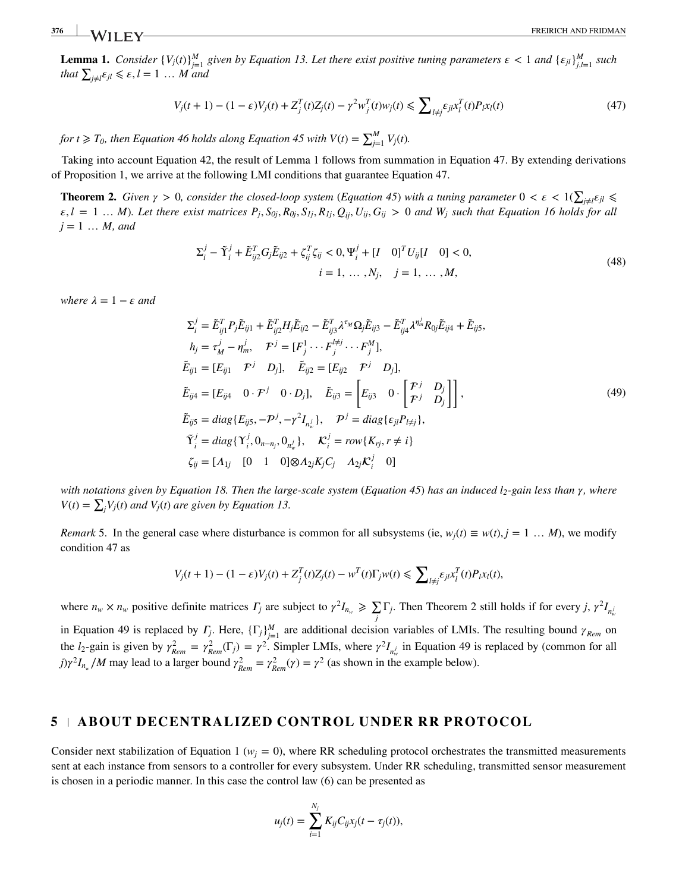**Lemma 1.** *Consider* $\{V_j(t)\}_{j=1}^M$ *given by Equation 13. Let there exist positive tuning parameters* $\varepsilon < 1$ *and* $\{\varepsilon_{jl}\}_{j,l=1}^M$ *such that* $\sum_{j\neq l}\varepsilon_{jl} \leqslant \varepsilon, l = 1 \dots M$ *and*

$$V_j(t+1) - (1-\varepsilon)V_j(t) + Z_j^T(t)Z_j(t) - \gamma^2 w_j^T(t)w_j(t) \leqslant \sum\nolimits_{l\neq j}\varepsilon_{jl}x_l^T(t)P_l x_l(t) \tag{47}$$

*for* $t \geqslant T_0$*, then Equation 46 holds along Equation 45 with* $V(t) = \sum_{j=1}^M V_j(t)$.

Taking into account Equation 42, the result of Lemma 1 follows from summation in Equation 47. By extending derivations of Proposition 1, we arrive at the following LMI conditions that guarantee Equation 47.

**Theorem 2.** *Given* $\gamma > 0$*, consider the closed-loop system (Equation 45) with a tuning parameter* $0 < \varepsilon < 1(\sum_{j\neq l}\varepsilon_{jl} \leqslant \varepsilon, l = 1 \dots M)$*. Let there exist matrices* $P_j, S_{0j}, R_{0j}, S_{1j}, R_{1j}, Q_{ij}, U_{ij}, G_{ij} > 0$ *and* $W_j$ *such that Equation 16 holds for all* $j = 1 \dots M$*, and*

$$\begin{gathered}\Sigma_i^j - \tilde{\Upsilon}_i^j + \tilde{E}_{ij2}^T G_j \tilde{E}_{ij2} + \zeta_{ij}^T\zeta_{ij} < 0, \Psi_i^j + [I \quad 0]^T U_{ij}[I \quad 0] < 0, \\ i = 1, \dots, N_j, \quad j = 1, \dots, M,\end{gathered} \tag{48}$$

*where* $\lambda = 1 - \varepsilon$ *and*

$$\begin{aligned}
\Sigma_i^j &= \tilde{E}_{ij1}^T P_j \tilde{E}_{ij1} + \tilde{E}_{ij2}^T H_j \tilde{E}_{ij2} - \tilde{E}_{ij3}^T \lambda^{\tau_M}\Omega_j \tilde{E}_{ij3} - \tilde{E}_{ij4}^T \lambda^{\eta_m^j} R_{0j}\tilde{E}_{ij4} + \tilde{E}_{ij5}, \\
h_j &= \tau_M^j - \eta_m^j, \quad \mathcal{F}^j = [F_j^1 \cdots F_j^{l\neq j} \cdots F_j^M], \\
\tilde{E}_{ij1} &= [E_{ij1} \quad \mathcal{F}^j \quad D_j], \quad \tilde{E}_{ij2} = [E_{ij2} \quad \mathcal{F}^j \quad D_j], \\
\tilde{E}_{ij4} &= [E_{ij4} \quad 0\cdot\mathcal{F}^j \quad 0\cdot D_j], \quad \tilde{E}_{ij3} = \left[E_{ij3} \quad 0\cdot\begin{bmatrix}\mathcal{F}^j & D_j \\ \mathcal{F}^j & D_j\end{bmatrix}\right], \\
\tilde{E}_{ij5} &= diag\{E_{ij5}, -\mathcal{P}^j, -\gamma^2 I_{n_w^j}\}, \quad \mathcal{P}^j = diag\{\varepsilon_{jl}P_{l\neq j}\}, \\
\tilde{\Upsilon}_i^j &= diag\{\Upsilon_i^j, 0_{n-n_j}, 0_{n_w^j}\}, \quad \mathcal{K}_i^j = row\{K_{rj}, r \neq i\} \\
\zeta_{ij} &= [\Lambda_{1j} \quad [0 \quad 1 \quad 0]\otimes \Lambda_{2j}K_jC_j \quad \Lambda_{2j}\mathcal{K}_i^j \quad 0]
\end{aligned} \tag{49}$$

*with notations given by Equation 18. Then the large-scale system (Equation 45) has an induced $l_2$-gain less than* $\gamma$*, where* $V(t) = \sum_j V_j(t)$ *and* $V_j(t)$ *are given by Equation 13.*

*Remark* 5. In the general case where disturbance is common for all subsystems (ie, $w_j(t) \equiv w(t), j = 1 \dots M$), we modify condition 47 as

$$V_j(t+1) - (1-\varepsilon)V_j(t) + Z_j^T(t)Z_j(t) - w^T(t)\Gamma_j w(t) \leqslant \sum\nolimits_{l\neq j}\varepsilon_{jl}x_l^T(t)P_l x_l(t),$$

where $n_w \times n_w$ positive definite matrices $\Gamma_j$ are subject to $\gamma^2 I_{n_w} \geqslant \sum_j \Gamma_j$. Then Theorem 2 still holds if for every $j$, $\gamma^2 I_{n_w^j}$ in Equation 49 is replaced by $\Gamma_j$. Here, $\{\Gamma_j\}_{j=1}^M$ are additional decision variables of LMIs. The resulting bound $\gamma_{Rem}$ on the $l_2$-gain is given by $\gamma_{Rem}^2 = \gamma_{Rem}^2(\Gamma_j) = \gamma^2$. Simpler LMIs, where $\gamma^2 I_{n_w^j}$ in Equation 49 is replaced by (common for all $j$)$\gamma^2 I_{n_w}/M$ may lead to a larger bound $\gamma_{Rem}^2 = \gamma_{Rem}^2(\gamma) = \gamma^2$ (as shown in the example below).

## 5 | ABOUT DECENTRALIZED CONTROL UNDER RR PROTOCOL

Consider next stabilization of Equation 1 ($w_j = 0$), where RR scheduling protocol orchestrates the transmitted measurements sent at each instance from sensors to a controller for every subsystem. Under RR scheduling, transmitted sensor measurement is chosen in a periodic manner. In this case the control law (6) can be presented as

$$u_j(t) = \sum_{i=1}^{N_j} K_{ij}C_{ij}x_j(t - \tau_j(t)),$$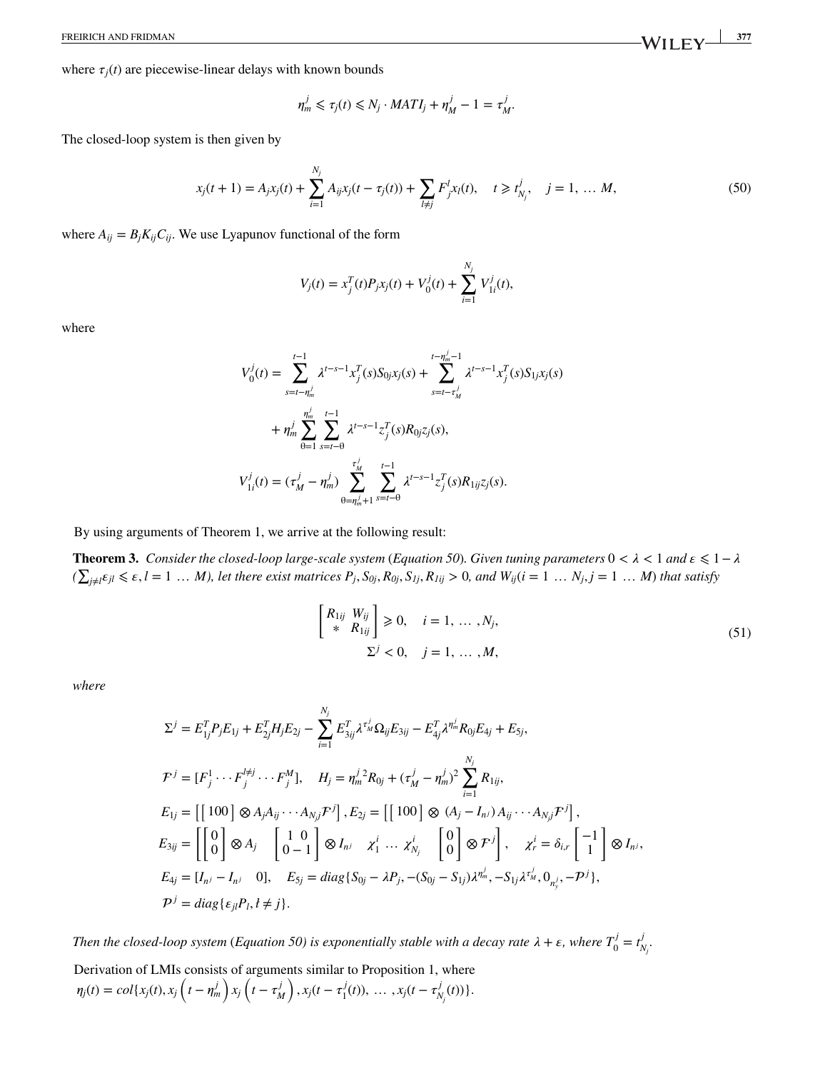where $\tau_j(t)$ are piecewise-linear delays with known bounds

$$\eta_m^j \leqslant \tau_j(t) \leqslant N_j \cdot MATI_j + \eta_M^j - 1 = \tau_M^j.$$

The closed-loop system is then given by

$$x_j(t+1) = A_j x_j(t) + \sum_{i=1}^{N_j} A_{ij} x_j(t - \tau_j(t)) + \sum_{l \neq j} F_j^l x_l(t), \quad t \geqslant t_{N_j}^j, \quad j = 1, \dots M, \tag{50}$$

where $A_{ij} = B_j K_{ij} C_{ij}$. We use Lyapunov functional of the form

$$V_j(t) = x_j^T(t) P_j x_j(t) + V_0^j(t) + \sum_{i=1}^{N_j} V_{1i}^j(t),$$

where

$$V_0^j(t) = \sum_{s=t-\eta_m^j}^{t-1} \lambda^{t-s-1} x_j^T(s) S_{0j} x_j(s) + \sum_{s=t-\tau_M^j}^{t-\eta_m^j-1} \lambda^{t-s-1} x_j^T(s) S_{1j} x_j(s)$$

$$+ \eta_m^j \sum_{\theta=1}^{\eta_m^j} \sum_{s=t-\theta}^{t-1} \lambda^{t-s-1} z_j^T(s) R_{0j} z_j(s),$$

$$V_{1i}^j(t) = (\tau_M^j - \eta_m^j) \sum_{\theta=\eta_m^j+1}^{\tau_M^j} \sum_{s=t-\theta}^{t-1} \lambda^{t-s-1} z_j^T(s) R_{1ij} z_j(s).$$

By using arguments of Theorem 1, we arrive at the following result:

**Theorem 3.** *Consider the closed-loop large-scale system (Equation 50). Given tuning parameters $0 < \lambda < 1$ and $\varepsilon \leqslant 1 - \lambda$ ($\sum_{j \neq l} \varepsilon_{jl} \leqslant \varepsilon, l = 1 \dots M$), let there exist matrices $P_j, S_{0j}, R_{0j}, S_{1j}, R_{1ij} > 0$, and $W_{ij} (i = 1 \dots N_j, j = 1 \dots M)$ that satisfy*

$$\begin{bmatrix} R_{1ij} & W_{ij} \\ * & R_{1ij} \end{bmatrix} \geqslant 0, \quad i = 1, \dots, N_j,$$
$$\Sigma^j < 0, \quad j = 1, \dots, M, \tag{51}$$

*where*

$$\Sigma^j = E_{1j}^T P_j E_{1j} + E_{2j}^T H_j E_{2j} - \sum_{i=1}^{N_j} E_{3ij}^T \lambda^{\tau_M^j} \Omega_{ij} E_{3ij} - E_{4j}^T \lambda^{\eta_m^j} R_{0j} E_{4j} + E_{5j},$$

$$\mathcal{F}^j = [F_j^1 \cdots F_j^{l \neq j} \cdots F_j^M], \quad H_j = {\eta_m^j}^2 R_{0j} + (\tau_M^j - \eta_m^j)^2 \sum_{i=1}^{N_j} R_{1ij},$$

$$E_{1j} = \left[ \begin{bmatrix} 100 \end{bmatrix} \otimes A_j A_{ij} \cdots A_{N_j j} \mathcal{F}^j \right], E_{2j} = \left[ \begin{bmatrix} 100 \end{bmatrix} \otimes (A_j - I_{n^j}) A_{ij} \cdots A_{N_j j} \mathcal{F}^j \right],$$

$$E_{3ij} = \left[ \begin{bmatrix} 0 \\ 0 \end{bmatrix} \otimes A_j \quad \begin{bmatrix} 1 & 0 \\ 0 & -1 \end{bmatrix} \otimes I_{n^j} \quad \chi_1^i \dots \chi_{N_j}^i \quad \begin{bmatrix} 0 \\ 0 \end{bmatrix} \otimes \mathcal{F}^j \right], \quad \chi_r^i = \delta_{i,r} \begin{bmatrix} -1 \\ 1 \end{bmatrix} \otimes I_{n^j},$$

$$E_{4j} = [I_{n^j} - I_{n^j} \quad 0], \quad E_{5j} = diag\{S_{0j} - \lambda P_j, -(S_{0j} - S_{1j})\lambda^{\eta_m^j}, -S_{1j}\lambda^{\tau_M^j}, 0_{n_y^j}, -\mathcal{P}^j\},$$

$$\mathcal{P}^j = diag\{\varepsilon_{jl} P_l, l \neq j\}.$$

*Then the closed-loop system (Equation 50) is exponentially stable with a decay rate $\lambda + \varepsilon$, where $T_0^j = t_{N_j}^j$.*

Derivation of LMIs consists of arguments similar to Proposition 1, where $\eta_j(t) = col\{x_j(t), x_j\left(t - \eta_m^j\right) x_j\left(t - \tau_M^j\right), x_j(t - \tau_1^j(t)), \dots, x_j(t - \tau_{N_j}^j(t))\}$.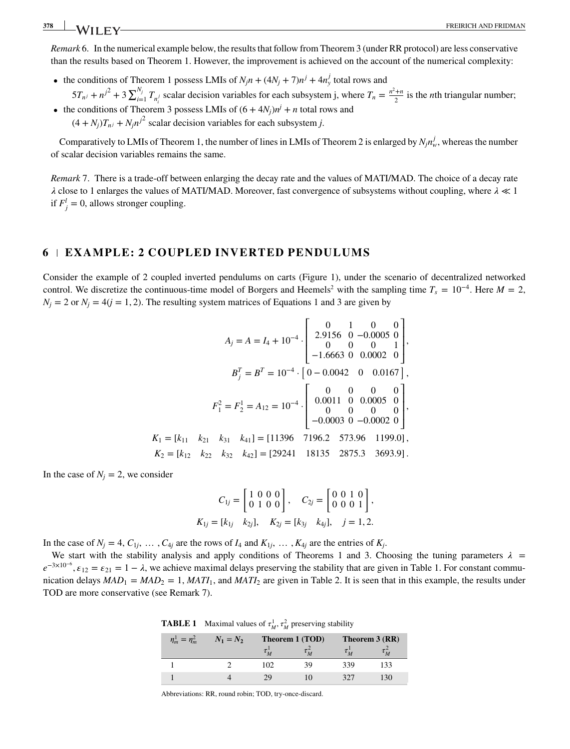*Remark* 6. In the numerical example below, the results that follow from Theorem 3 (under RR protocol) are less conservative than the results based on Theorem 1. However, the improvement is achieved on the account of the numerical complexity:

- the conditions of Theorem 1 possess LMIs of $N_j n + (4N_j + 7)n^j + 4n_y^j$ total rows and $5T_{n^j} + n^{j^2} + 3\sum_{i=1}^{N_j} T_{n_i^j}$ scalar decision variables for each subsystem j, where $T_n = \frac{n^2+n}{2}$ is the $n$th triangular number;
- the conditions of Theorem 3 possess LMIs of $(6 + 4N_j)n^j + n$ total rows and $(4 + N_j)T_{n^j} + N_j n^{j^2}$ scalar decision variables for each subsystem $j$.

Comparatively to LMIs of Theorem 1, the number of lines in LMIs of Theorem 2 is enlarged by $N_j n_w^j$, whereas the number of scalar decision variables remains the same.

*Remark* 7. There is a trade-off between enlarging the decay rate and the values of MATI/MAD. The choice of a decay rate $\lambda$ close to 1 enlarges the values of MATI/MAD. Moreover, fast convergence of subsystems without coupling, where $\lambda \ll 1$ if $F_j^l = 0$, allows stronger coupling.

## 6 EXAMPLE: 2 COUPLED INVERTED PENDULUMS

Consider the example of 2 coupled inverted pendulums on carts (Figure 1), under the scenario of decentralized networked control. We discretize the continuous-time model of Borgers and Heemels[2] with the sampling time $T_s = 10^{-4}$. Here $M = 2$, $N_j = 2$ or $N_j = 4 (j = 1, 2)$. The resulting system matrices of Equations 1 and 3 are given by

$$A_j = A = I_4 + 10^{-4} \cdot \begin{bmatrix} 0 & 1 & 0 & 0 \\ 2.9156 & 0 & -0.0005 & 0 \\ 0 & 0 & 0 & 1 \\ -1.6663 & 0 & 0.0002 & 0 \end{bmatrix},$$

$$B_j^T = B^T = 10^{-4} \cdot \begin{bmatrix} 0 - 0.0042 & 0 & 0.0167 \end{bmatrix},$$

$$F_1^2 = F_2^1 = A_{12} = 10^{-4} \cdot \begin{bmatrix} 0 & 0 & 0 & 0 \\ 0.0011 & 0 & 0.0005 & 0 \\ 0 & 0 & 0 & 0 \\ -0.0003 & 0 & -0.0002 & 0 \end{bmatrix},$$

$$K_1 = [k_{11} \quad k_{21} \quad k_{31} \quad k_{41}] = [11396 \quad 7196.2 \quad 573.96 \quad 1199.0],$$

$$K_2 = [k_{12} \quad k_{22} \quad k_{32} \quad k_{42}] = [29241 \quad 18135 \quad 2875.3 \quad 3693.9].$$

In the case of $N_j = 2$, we consider

$$C_{1j} = \begin{bmatrix} 1 & 0 & 0 & 0 \\ 0 & 1 & 0 & 0 \end{bmatrix}, \quad C_{2j} = \begin{bmatrix} 0 & 0 & 1 & 0 \\ 0 & 0 & 0 & 1 \end{bmatrix},$$

$$K_{1j} = [k_{1j} \quad k_{2j}], \quad K_{2j} = [k_{3j} \quad k_{4j}], \quad j = 1, 2.$$

In the case of $N_j = 4$, $C_{1j}, \ldots, C_{4j}$ are the rows of $I_4$ and $K_{1j}, \ldots, K_{4j}$ are the entries of $K_j$.

We start with the stability analysis and apply conditions of Theorems 1 and 3. Choosing the tuning parameters $\lambda = e^{-3\times10^{-6}}$, $\varepsilon_{12} = \varepsilon_{21} = 1 - \lambda$, we achieve maximal delays preserving the stability that are given in Table 1. For constant communication delays $MAD_1 = MAD_2 = 1$, $MATI_1$, and $MATI_2$ are given in Table 2. It is seen that in this example, the results under TOD are more conservative (see Remark 7).

**TABLE 1** Maximal values of $\tau_M^1, \tau_M^2$ preserving stability

| $\eta_m^1 = \eta_m^2$ | $N_1 = N_2$ | Theorem 1 (TOD) | | Theorem 3 (RR) | |
|---|---|---|---|---|---|
| | | $\tau_M^1$ | $\tau_M^2$ | $\tau_M^1$ | $\tau_M^2$ |
| 1 | 2 | 102 | 39 | 339 | 133 |
| 1 | 4 | 29 | 10 | 327 | 130 |

Abbreviations: RR, round robin; TOD, try-once-discard.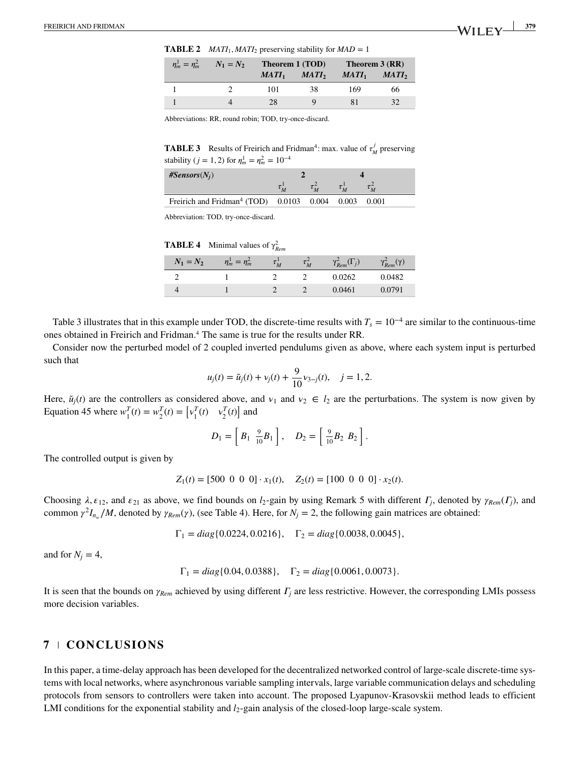**TABLE 2** $MATI_1, MATI_2$ preserving stability for $MAD = 1$

| $\eta_m^1 = \eta_m^2$ | $N_1 = N_2$ | Theorem 1 (TOD) | | Theorem 3 (RR) | |
|---|---|---|---|---|---|
| | | $MATI_1$ | $MATI_2$ | $MATI_1$ | $MATI_2$ |
| 1 | 2 | 101 | 38 | 169 | 66 |
| 1 | 4 | 28 | 9 | 81 | 32 |

Abbreviations: RR, round robin; TOD, try-once-discard.

**TABLE 3** Results of Freirich and Fridman[4]: max. value of $\tau_M^j$ preserving stability ($j = 1, 2$) for $\eta_m^1 = \eta_m^2 = 10^{-4}$

| *#Sensors*($N_j$) | 2 | | 4 | |
|---|---|---|---|---|
| | $\tau_M^1$ | $\tau_M^2$ | $\tau_M^1$ | $\tau_M^2$ |
| Freirich and Fridman[4] (TOD) | 0.0103 | 0.004 | 0.003 | 0.001 |

Abbreviation: TOD, try-once-discard.

**TABLE 4** Minimal values of $\gamma_{Rem}^2$

| $N_1 = N_2$ | $\eta_m^1 = \eta_m^2$ | $\tau_M^1$ | $\tau_M^2$ | $\gamma_{Rem}^2(\Gamma_j)$ | $\gamma_{Rem}^2(\gamma)$ |
|---|---|---|---|---|---|
| 2 | 1 | 2 | 2 | 0.0262 | 0.0482 |
| 4 | 1 | 2 | 2 | 0.0461 | 0.0791 |

Table 3 illustrates that in this example under TOD, the discrete-time results with $T_s = 10^{-4}$ are similar to the continuous-time ones obtained in Freirich and Fridman.[4] The same is true for the results under RR.

Consider now the perturbed model of 2 coupled inverted pendulums given as above, where each system input is perturbed such that

$$u_j(t) = \tilde{u}_j(t) + v_j(t) + \frac{9}{10}v_{3-j}(t), \quad j = 1, 2.$$

Here, $\tilde{u}_j(t)$ are the controllers as considered above, and $v_1$ and $v_2 \in l_2$ are the perturbations. The system is now given by Equation 45 where $w_1^T(t) = w_2^T(t) = \begin{bmatrix} v_1^T(t) & v_2^T(t) \end{bmatrix}$ and

$$D_1 = \begin{bmatrix} B_1 & \frac{9}{10}B_1 \end{bmatrix}, \quad D_2 = \begin{bmatrix} \frac{9}{10}B_2 & B_2 \end{bmatrix}.$$

The controlled output is given by

$$Z_1(t) = [500 \ \ 0 \ \ 0 \ \ 0] \cdot x_1(t), \quad Z_2(t) = [100 \ \ 0 \ \ 0 \ \ 0] \cdot x_2(t).$$

Choosing $\lambda, \varepsilon_{12}$, and $\varepsilon_{21}$ as above, we find bounds on $l_2$-gain by using Remark 5 with different $\Gamma_j$, denoted by $\gamma_{Rem}(\Gamma_j)$, and common $\gamma^2 I_{n_w}/M$, denoted by $\gamma_{Rem}(\gamma)$, (see Table 4). Here, for $N_j = 2$, the following gain matrices are obtained:

$$\Gamma_1 = diag\{0.0224, 0.0216\}, \quad \Gamma_2 = diag\{0.0038, 0.0045\},$$

and for $N_j = 4$,

$$\Gamma_1 = diag\{0.04, 0.0388\}, \quad \Gamma_2 = diag\{0.0061, 0.0073\}.$$

It is seen that the bounds on $\gamma_{Rem}$ achieved by using different $\Gamma_j$ are less restrictive. However, the corresponding LMIs possess more decision variables.

## 7 | CONCLUSIONS

In this paper, a time-delay approach has been developed for the decentralized networked control of large-scale discrete-time systems with local networks, where asynchronous variable sampling intervals, large variable communication delays and scheduling protocols from sensors to controllers were taken into account. The proposed Lyapunov-Krasovskii method leads to efficient LMI conditions for the exponential stability and $l_2$-gain analysis of the closed-loop large-scale system.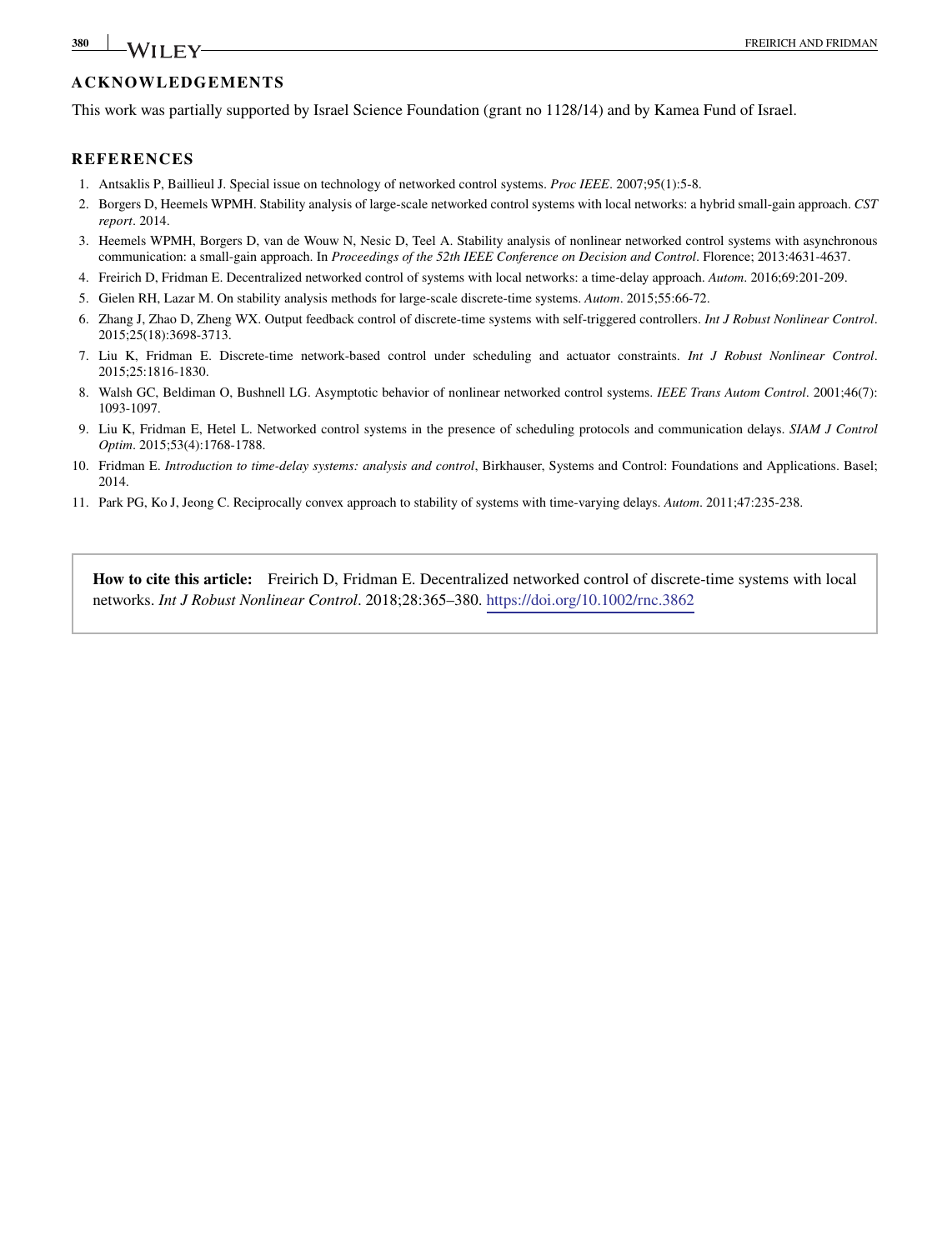## ACKNOWLEDGEMENTS

This work was partially supported by Israel Science Foundation (grant no 1128/14) and by Kamea Fund of Israel.

## REFERENCES

1. Antsaklis P, Baillieul J. Special issue on technology of networked control systems. *Proc IEEE*. 2007;95(1):5-8.
2. Borgers D, Heemels WPMH. Stability analysis of large-scale networked control systems with local networks: a hybrid small-gain approach. *CST report*. 2014.
3. Heemels WPMH, Borgers D, van de Wouw N, Nesic D, Teel A. Stability analysis of nonlinear networked control systems with asynchronous communication: a small-gain approach. In *Proceedings of the 52th IEEE Conference on Decision and Control*. Florence; 2013:4631-4637.
4. Freirich D, Fridman E. Decentralized networked control of systems with local networks: a time-delay approach. *Autom*. 2016;69:201-209.
5. Gielen RH, Lazar M. On stability analysis methods for large-scale discrete-time systems. *Autom*. 2015;55:66-72.
6. Zhang J, Zhao D, Zheng WX. Output feedback control of discrete-time systems with self-triggered controllers. *Int J Robust Nonlinear Control*. 2015;25(18):3698-3713.
7. Liu K, Fridman E. Discrete-time network-based control under scheduling and actuator constraints. *Int J Robust Nonlinear Control*. 2015;25:1816-1830.
8. Walsh GC, Beldiman O, Bushnell LG. Asymptotic behavior of nonlinear networked control systems. *IEEE Trans Autom Control*. 2001;46(7):1093-1097.
9. Liu K, Fridman E, Hetel L. Networked control systems in the presence of scheduling protocols and communication delays. *SIAM J Control Optim*. 2015;53(4):1768-1788.
10. Fridman E. *Introduction to time-delay systems: analysis and control*, Birkhauser, Systems and Control: Foundations and Applications. Basel; 2014.
11. Park PG, Ko J, Jeong C. Reciprocally convex approach to stability of systems with time-varying delays. *Autom*. 2011;47:235-238.

**How to cite this article:** Freirich D, Fridman E. Decentralized networked control of discrete-time systems with local networks. *Int J Robust Nonlinear Control*. 2018;28:365–380. https://doi.org/10.1002/rnc.3862